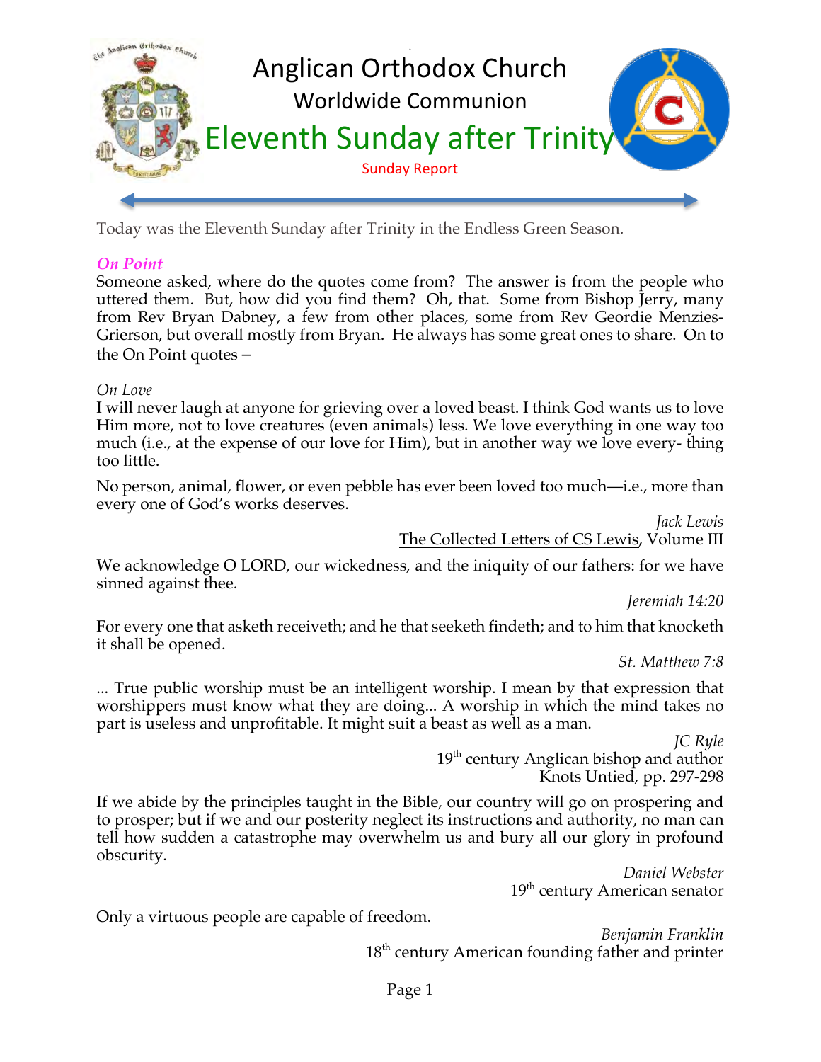# Anglican Orthodox Church

## Worldwide Communion

## Eleventh Sunday after Trinity

Sunday Report

Today was the Eleventh Sunday after Trinity in the Endless Green Season.

***On Point***

Someone asked, where do the quotes come from? The answer is from the people who uttered them. But, how did you find them? Oh, that. Some from Bishop Jerry, many from Rev Bryan Dabney, a few from other places, some from Rev Geordie Menzies-Grierson, but overall mostly from Bryan. He always has some great ones to share. On to the On Point quotes –

*On Love*

I will never laugh at anyone for grieving over a loved beast. I think God wants us to love Him more, not to love creatures (even animals) less. We love everything in one way too much (i.e., at the expense of our love for Him), but in another way we love every- thing too little.

No person, animal, flower, or even pebble has ever been loved too much—i.e., more than every one of God's works deserves.

*Jack Lewis*
The Collected Letters of CS Lewis, Volume III

We acknowledge O LORD, our wickedness, and the iniquity of our fathers: for we have sinned against thee.

*Jeremiah 14:20*

For every one that asketh receiveth; and he that seeketh findeth; and to him that knocketh it shall be opened.

*St. Matthew 7:8*

... True public worship must be an intelligent worship. I mean by that expression that worshippers must know what they are doing... A worship in which the mind takes no part is useless and unprofitable. It might suit a beast as well as a man.

*JC Ryle*
19th century Anglican bishop and author
Knots Untied, pp. 297-298

If we abide by the principles taught in the Bible, our country will go on prospering and to prosper; but if we and our posterity neglect its instructions and authority, no man can tell how sudden a catastrophe may overwhelm us and bury all our glory in profound obscurity.

*Daniel Webster*
19th century American senator

Only a virtuous people are capable of freedom.

*Benjamin Franklin*
18th century American founding father and printer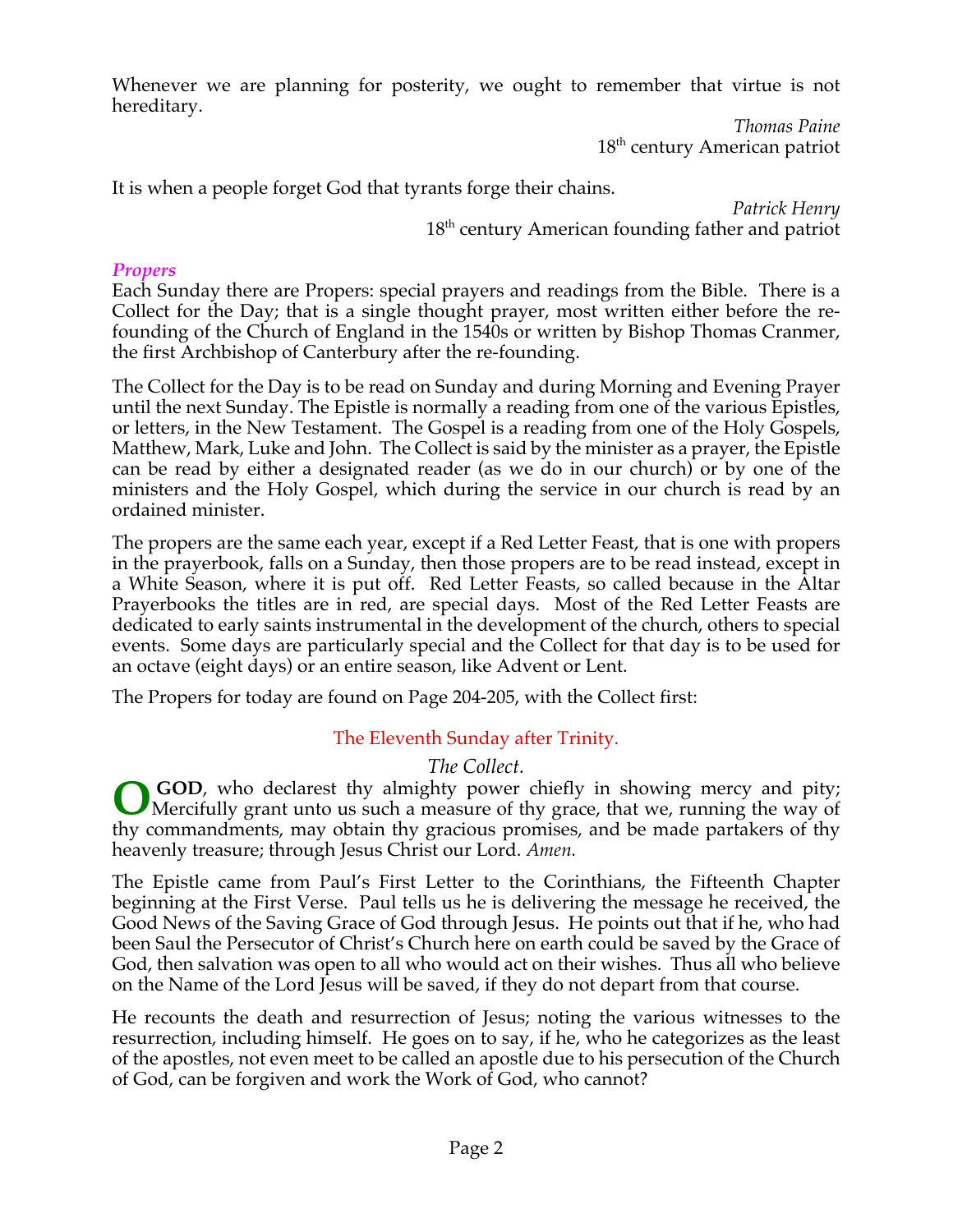Whenever we are planning for posterity, we ought to remember that virtue is not hereditary.

*Thomas Paine*
18th century American patriot

It is when a people forget God that tyrants forge their chains.

*Patrick Henry*
18th century American founding father and patriot

### *Propers*

Each Sunday there are Propers: special prayers and readings from the Bible. There is a Collect for the Day; that is a single thought prayer, most written either before the re-founding of the Church of England in the 1540s or written by Bishop Thomas Cranmer, the first Archbishop of Canterbury after the re-founding.

The Collect for the Day is to be read on Sunday and during Morning and Evening Prayer until the next Sunday. The Epistle is normally a reading from one of the various Epistles, or letters, in the New Testament. The Gospel is a reading from one of the Holy Gospels, Matthew, Mark, Luke and John. The Collect is said by the minister as a prayer, the Epistle can be read by either a designated reader (as we do in our church) or by one of the ministers and the Holy Gospel, which during the service in our church is read by an ordained minister.

The propers are the same each year, except if a Red Letter Feast, that is one with propers in the prayerbook, falls on a Sunday, then those propers are to be read instead, except in a White Season, where it is put off. Red Letter Feasts, so called because in the Altar Prayerbooks the titles are in red, are special days. Most of the Red Letter Feasts are dedicated to early saints instrumental in the development of the church, others to special events. Some days are particularly special and the Collect for that day is to be used for an octave (eight days) or an entire season, like Advent or Lent.

The Propers for today are found on Page 204-205, with the Collect first:

## The Eleventh Sunday after Trinity.

*The Collect.*

**O GOD**, who declarest thy almighty power chiefly in showing mercy and pity; Mercifully grant unto us such a measure of thy grace, that we, running the way of thy commandments, may obtain thy gracious promises, and be made partakers of thy heavenly treasure; through Jesus Christ our Lord. *Amen.*

The Epistle came from Paul's First Letter to the Corinthians, the Fifteenth Chapter beginning at the First Verse. Paul tells us he is delivering the message he received, the Good News of the Saving Grace of God through Jesus. He points out that if he, who had been Saul the Persecutor of Christ's Church here on earth could be saved by the Grace of God, then salvation was open to all who would act on their wishes. Thus all who believe on the Name of the Lord Jesus will be saved, if they do not depart from that course.

He recounts the death and resurrection of Jesus; noting the various witnesses to the resurrection, including himself. He goes on to say, if he, who he categorizes as the least of the apostles, not even meet to be called an apostle due to his persecution of the Church of God, can be forgiven and work the Work of God, who cannot?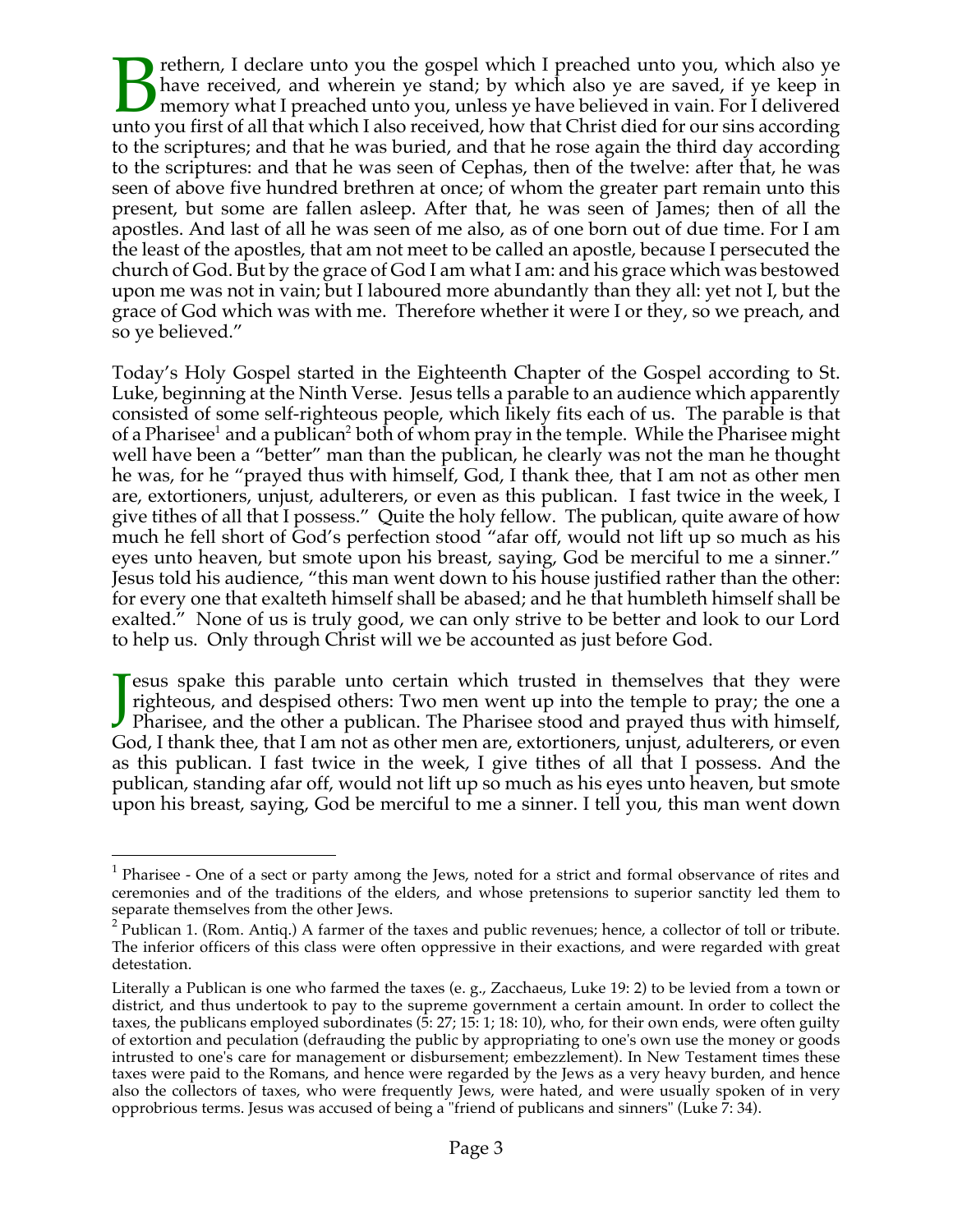Brethern, I declare unto you the gospel which I preached unto you, which also ye have received, and wherein ye stand; by which also ye are saved, if ye keep in memory what I preached unto you, unless ye have believed in vain. For I delivered unto you first of all that which I also received, how that Christ died for our sins according to the scriptures; and that he was buried, and that he rose again the third day according to the scriptures: and that he was seen of Cephas, then of the twelve: after that, he was seen of above five hundred brethren at once; of whom the greater part remain unto this present, but some are fallen asleep. After that, he was seen of James; then of all the apostles. And last of all he was seen of me also, as of one born out of due time. For I am the least of the apostles, that am not meet to be called an apostle, because I persecuted the church of God. But by the grace of God I am what I am: and his grace which was bestowed upon me was not in vain; but I laboured more abundantly than they all: yet not I, but the grace of God which was with me. Therefore whether it were I or they, so we preach, and so ye believed."

Today's Holy Gospel started in the Eighteenth Chapter of the Gospel according to St. Luke, beginning at the Ninth Verse. Jesus tells a parable to an audience which apparently consisted of some self-righteous people, which likely fits each of us. The parable is that of a Pharisee[1] and a publican[2] both of whom pray in the temple. While the Pharisee might well have been a "better" man than the publican, he clearly was not the man he thought he was, for he "prayed thus with himself, God, I thank thee, that I am not as other men are, extortioners, unjust, adulterers, or even as this publican. I fast twice in the week, I give tithes of all that I possess." Quite the holy fellow. The publican, quite aware of how much he fell short of God's perfection stood "afar off, would not lift up so much as his eyes unto heaven, but smote upon his breast, saying, God be merciful to me a sinner." Jesus told his audience, "this man went down to his house justified rather than the other: for every one that exalteth himself shall be abased; and he that humbleth himself shall be exalted." None of us is truly good, we can only strive to be better and look to our Lord to help us. Only through Christ will we be accounted as just before God.

Jesus spake this parable unto certain which trusted in themselves that they were righteous, and despised others: Two men went up into the temple to pray; the one a Pharisee, and the other a publican. The Pharisee stood and prayed thus with himself, God, I thank thee, that I am not as other men are, extortioners, unjust, adulterers, or even as this publican. I fast twice in the week, I give tithes of all that I possess. And the publican, standing afar off, would not lift up so much as his eyes unto heaven, but smote upon his breast, saying, God be merciful to me a sinner. I tell you, this man went down

---

[1] Pharisee - One of a sect or party among the Jews, noted for a strict and formal observance of rites and ceremonies and of the traditions of the elders, and whose pretensions to superior sanctity led them to separate themselves from the other Jews.

[2] Publican 1. (Rom. Antiq.) A farmer of the taxes and public revenues; hence, a collector of toll or tribute. The inferior officers of this class were often oppressive in their exactions, and were regarded with great detestation.

Literally a Publican is one who farmed the taxes (e. g., Zacchaeus, Luke 19: 2) to be levied from a town or district, and thus undertook to pay to the supreme government a certain amount. In order to collect the taxes, the publicans employed subordinates (5: 27; 15: 1; 18: 10), who, for their own ends, were often guilty of extortion and peculation (defrauding the public by appropriating to one's own use the money or goods intrusted to one's care for management or disbursement; embezzlement). In New Testament times these taxes were paid to the Romans, and hence were regarded by the Jews as a very heavy burden, and hence also the collectors of taxes, who were frequently Jews, were hated, and were usually spoken of in very opprobrious terms. Jesus was accused of being a "friend of publicans and sinners" (Luke 7: 34).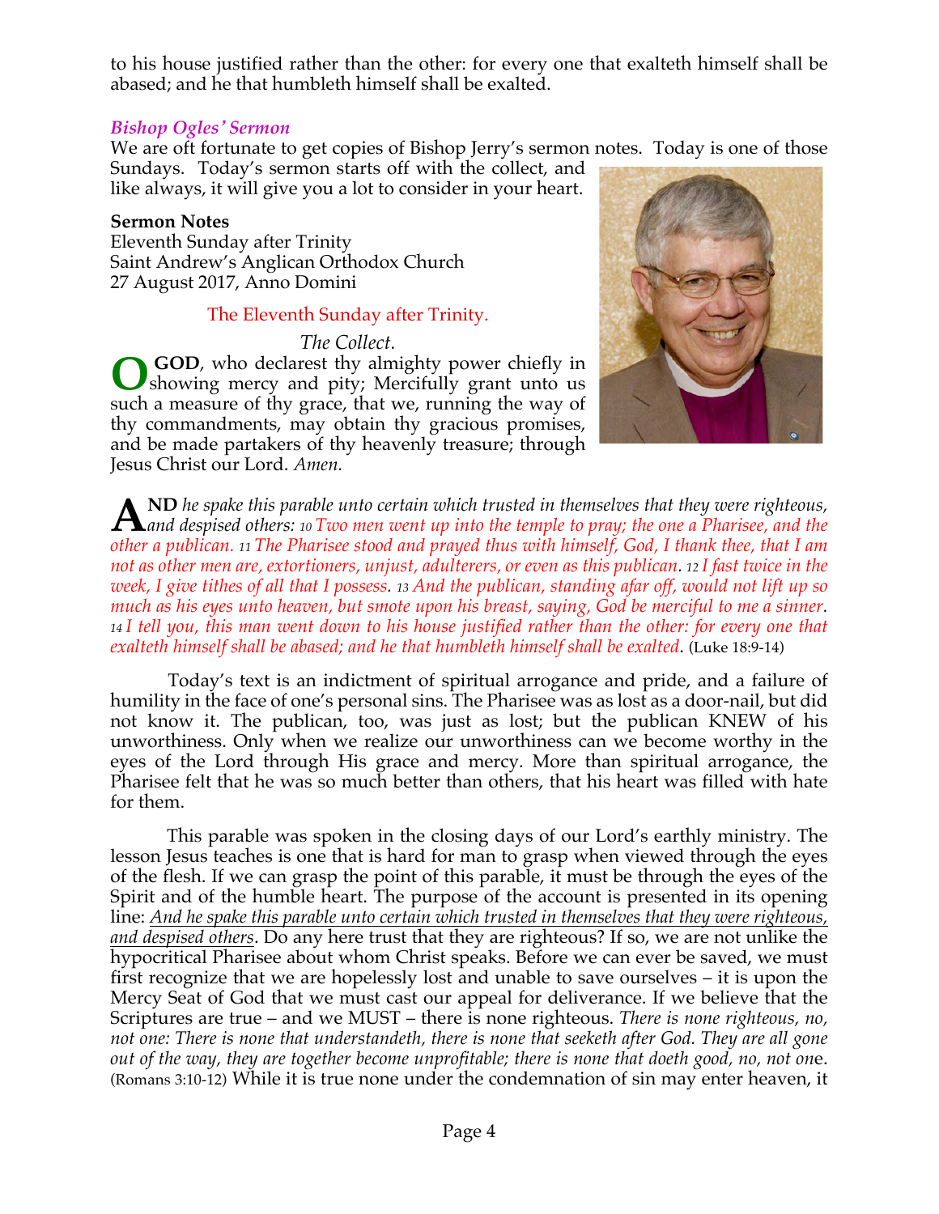to his house justified rather than the other: for every one that exalteth himself shall be abased; and he that humbleth himself shall be exalted.

### *Bishop Ogles' Sermon*

We are oft fortunate to get copies of Bishop Jerry's sermon notes. Today is one of those Sundays. Today's sermon starts off with the collect, and like always, it will give you a lot to consider in your heart.

**Sermon Notes**
Eleventh Sunday after Trinity
Saint Andrew's Anglican Orthodox Church
27 August 2017, Anno Domini

The Eleventh Sunday after Trinity.

*The Collect.*

**O GOD**, who declarest thy almighty power chiefly in showing mercy and pity; Mercifully grant unto us such a measure of thy grace, that we, running the way of thy commandments, may obtain thy gracious promises, and be made partakers of thy heavenly treasure; through Jesus Christ our Lord. *Amen.*

**AND** *he spake this parable unto certain which trusted in themselves that they were righteous, and despised others: 10 Two men went up into the temple to pray; the one a Pharisee, and the other a publican. 11 The Pharisee stood and prayed thus with himself, God, I thank thee, that I am not as other men are, extortioners, unjust, adulterers, or even as this publican. 12 I fast twice in the week, I give tithes of all that I possess. 13 And the publican, standing afar off, would not lift up so much as his eyes unto heaven, but smote upon his breast, saying, God be merciful to me a sinner. 14 I tell you, this man went down to his house justified rather than the other: for every one that exalteth himself shall be abased; and he that humbleth himself shall be exalted*. (Luke 18:9-14)

Today's text is an indictment of spiritual arrogance and pride, and a failure of humility in the face of one's personal sins. The Pharisee was as lost as a door-nail, but did not know it. The publican, too, was just as lost; but the publican KNEW of his unworthiness. Only when we realize our unworthiness can we become worthy in the eyes of the Lord through His grace and mercy. More than spiritual arrogance, the Pharisee felt that he was so much better than others, that his heart was filled with hate for them.

This parable was spoken in the closing days of our Lord's earthly ministry. The lesson Jesus teaches is one that is hard for man to grasp when viewed through the eyes of the flesh. If we can grasp the point of this parable, it must be through the eyes of the Spirit and of the humble heart. The purpose of the account is presented in its opening line: *And he spake this parable unto certain which trusted in themselves that they were righteous, and despised others*. Do any here trust that they are righteous? If so, we are not unlike the hypocritical Pharisee about whom Christ speaks. Before we can ever be saved, we must first recognize that we are hopelessly lost and unable to save ourselves – it is upon the Mercy Seat of God that we must cast our appeal for deliverance. If we believe that the Scriptures are true – and we MUST – there is none righteous. *There is none righteous, no, not one: There is none that understandeth, there is none that seeketh after God. They are all gone out of the way, they are together become unprofitable; there is none that doeth good, no, not one*. (Romans 3:10-12) While it is true none under the condemnation of sin may enter heaven, it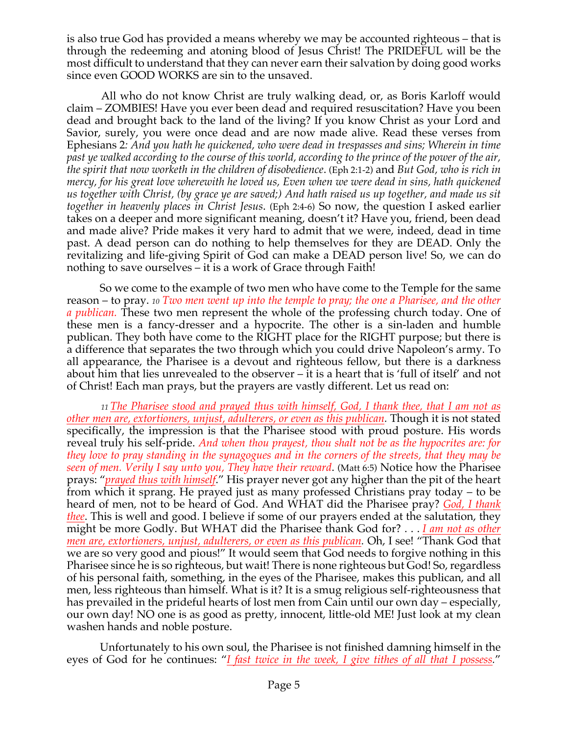is also true God has provided a means whereby we may be accounted righteous – that is through the redeeming and atoning blood of Jesus Christ! The PRIDEFUL will be the most difficult to understand that they can never earn their salvation by doing good works since even GOOD WORKS are sin to the unsaved.

All who do not know Christ are truly walking dead, or, as Boris Karloff would claim – ZOMBIES! Have you ever been dead and required resuscitation? Have you been dead and brought back to the land of the living? If you know Christ as your Lord and Savior, surely, you were once dead and are now made alive. Read these verses from Ephesians 2*: And you hath he quickened, who were dead in trespasses and sins; Wherein in time past ye walked according to the course of this world, according to the prince of the power of the air, the spirit that now worketh in the children of disobedience*. (Eph 2:1-2) and *But God, who is rich in mercy, for his great love wherewith he loved us, Even when we were dead in sins, hath quickened us together with Christ, (by grace ye are saved;) And hath raised us up together, and made us sit together in heavenly places in Christ Jesus*. (Eph 2:4-6) So now, the question I asked earlier takes on a deeper and more significant meaning, doesn't it? Have you, friend, been dead and made alive? Pride makes it very hard to admit that we were, indeed, dead in time past. A dead person can do nothing to help themselves for they are DEAD. Only the revitalizing and life-giving Spirit of God can make a DEAD person live! So, we can do nothing to save ourselves – it is a work of Grace through Faith!

So we come to the example of two men who have come to the Temple for the same reason – to pray. *10 Two men went up into the temple to pray; the one a Pharisee, and the other a publican.* These two men represent the whole of the professing church today. One of these men is a fancy-dresser and a hypocrite. The other is a sin-laden and humble publican. They both have come to the RIGHT place for the RIGHT purpose; but there is a difference that separates the two through which you could drive Napoleon's army. To all appearance, the Pharisee is a devout and righteous fellow, but there is a darkness about him that lies unrevealed to the observer – it is a heart that is 'full of itself' and not of Christ! Each man prays, but the prayers are vastly different. Let us read on:

*11 The Pharisee stood and prayed thus with himself, God, I thank thee, that I am not as other men are, extortioners, unjust, adulterers, or even as this publican.* Though it is not stated specifically, the impression is that the Pharisee stood with proud posture. His words reveal truly his self-pride. *And when thou prayest, thou shalt not be as the hypocrites are: for they love to pray standing in the synagogues and in the corners of the streets, that they may be seen of men. Verily I say unto you, They have their reward*. (Matt 6:5) Notice how the Pharisee prays: "*prayed thus with himself*." His prayer never got any higher than the pit of the heart from which it sprang. He prayed just as many professed Christians pray today – to be heard of men, not to be heard of God. And WHAT did the Pharisee pray? *God, I thank thee*. This is well and good. I believe if some of our prayers ended at the salutation, they might be more Godly. But WHAT did the Pharisee thank God for? . . . *I am not as other men are, extortioners, unjust, adulterers, or even as this publican.* Oh, I see! "Thank God that we are so very good and pious!" It would seem that God needs to forgive nothing in this Pharisee since he is so righteous, but wait! There is none righteous but God! So, regardless of his personal faith, something, in the eyes of the Pharisee, makes this publican, and all men, less righteous than himself. What is it? It is a smug religious self-righteousness that has prevailed in the prideful hearts of lost men from Cain until our own day – especially, our own day! NO one is as good as pretty, innocent, little-old ME! Just look at my clean washen hands and noble posture.

Unfortunately to his own soul, the Pharisee is not finished damning himself in the eyes of God for he continues: "*I fast twice in the week, I give tithes of all that I possess*."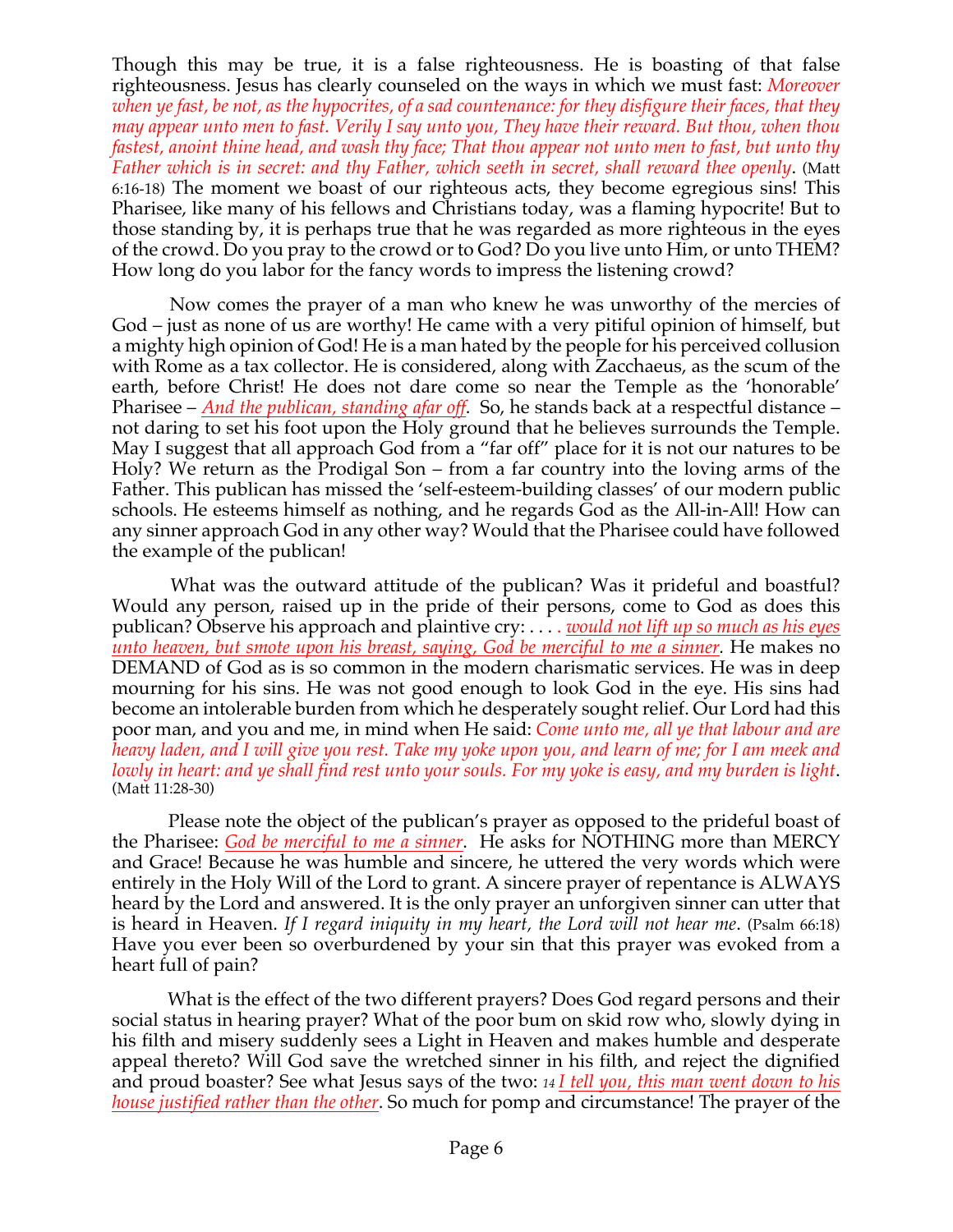Though this may be true, it is a false righteousness. He is boasting of that false righteousness. Jesus has clearly counseled on the ways in which we must fast: *Moreover when ye fast, be not, as the hypocrites, of a sad countenance: for they disfigure their faces, that they may appear unto men to fast. Verily I say unto you, They have their reward. But thou, when thou fastest, anoint thine head, and wash thy face; That thou appear not unto men to fast, but unto thy Father which is in secret: and thy Father, which seeth in secret, shall reward thee openly*. (Matt 6:16-18) The moment we boast of our righteous acts, they become egregious sins! This Pharisee, like many of his fellows and Christians today, was a flaming hypocrite! But to those standing by, it is perhaps true that he was regarded as more righteous in the eyes of the crowd. Do you pray to the crowd or to God? Do you live unto Him, or unto THEM? How long do you labor for the fancy words to impress the listening crowd?

Now comes the prayer of a man who knew he was unworthy of the mercies of God – just as none of us are worthy! He came with a very pitiful opinion of himself, but a mighty high opinion of God! He is a man hated by the people for his perceived collusion with Rome as a tax collector. He is considered, along with Zacchaeus, as the scum of the earth, before Christ! He does not dare come so near the Temple as the 'honorable' Pharisee – *And the publican, standing afar off*. So, he stands back at a respectful distance – not daring to set his foot upon the Holy ground that he believes surrounds the Temple. May I suggest that all approach God from a "far off" place for it is not our natures to be Holy? We return as the Prodigal Son – from a far country into the loving arms of the Father. This publican has missed the 'self-esteem-building classes' of our modern public schools. He esteems himself as nothing, and he regards God as the All-in-All! How can any sinner approach God in any other way? Would that the Pharisee could have followed the example of the publican!

What was the outward attitude of the publican? Was it prideful and boastful? Would any person, raised up in the pride of their persons, come to God as does this publican? Observe his approach and plaintive cry: . . . . *would not lift up so much as his eyes unto heaven, but smote upon his breast, saying, God be merciful to me a sinner*. He makes no DEMAND of God as is so common in the modern charismatic services. He was in deep mourning for his sins. He was not good enough to look God in the eye. His sins had become an intolerable burden from which he desperately sought relief. Our Lord had this poor man, and you and me, in mind when He said: *Come unto me, all ye that labour and are heavy laden, and I will give you rest. Take my yoke upon you, and learn of me; for I am meek and lowly in heart: and ye shall find rest unto your souls. For my yoke is easy, and my burden is light*. (Matt 11:28-30)

Please note the object of the publican's prayer as opposed to the prideful boast of the Pharisee: *God be merciful to me a sinner*. He asks for NOTHING more than MERCY and Grace! Because he was humble and sincere, he uttered the very words which were entirely in the Holy Will of the Lord to grant. A sincere prayer of repentance is ALWAYS heard by the Lord and answered. It is the only prayer an unforgiven sinner can utter that is heard in Heaven. *If I regard iniquity in my heart, the Lord will not hear me*. (Psalm 66:18) Have you ever been so overburdened by your sin that this prayer was evoked from a heart full of pain?

What is the effect of the two different prayers? Does God regard persons and their social status in hearing prayer? What of the poor bum on skid row who, slowly dying in his filth and misery suddenly sees a Light in Heaven and makes humble and desperate appeal thereto? Will God save the wretched sinner in his filth, and reject the dignified and proud boaster? See what Jesus says of the two: *14 I tell you, this man went down to his house justified rather than the other*. So much for pomp and circumstance! The prayer of the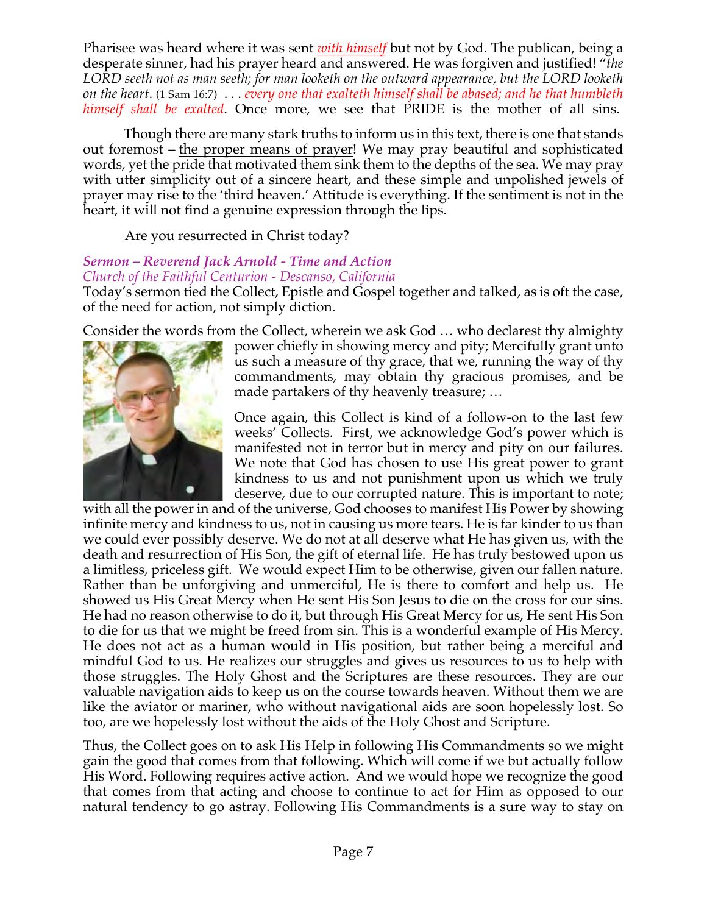Pharisee was heard where it was sent *with himself* but not by God. The publican, being a desperate sinner, had his prayer heard and answered. He was forgiven and justified! "*the LORD seeth not as man seeth; for man looketh on the outward appearance, but the LORD looketh on the heart*. (1 Sam 16:7) . . . *every one that exalteth himself shall be abased; and he that humbleth himself shall be exalted*. Once more, we see that PRIDE is the mother of all sins.

Though there are many stark truths to inform us in this text, there is one that stands out foremost – the proper means of prayer! We may pray beautiful and sophisticated words, yet the pride that motivated them sink them to the depths of the sea. We may pray with utter simplicity out of a sincere heart, and these simple and unpolished jewels of prayer may rise to the 'third heaven.' Attitude is everything. If the sentiment is not in the heart, it will not find a genuine expression through the lips.

Are you resurrected in Christ today?

### *Sermon – Reverend Jack Arnold - Time and Action*
*Church of the Faithful Centurion - Descanso, California*

Today's sermon tied the Collect, Epistle and Gospel together and talked, as is oft the case, of the need for action, not simply diction.

Consider the words from the Collect, wherein we ask God … who declarest thy almighty power chiefly in showing mercy and pity; Mercifully grant unto us such a measure of thy grace, that we, running the way of thy commandments, may obtain thy gracious promises, and be made partakers of thy heavenly treasure; …

Once again, this Collect is kind of a follow-on to the last few weeks' Collects. First, we acknowledge God's power which is manifested not in terror but in mercy and pity on our failures. We note that God has chosen to use His great power to grant kindness to us and not punishment upon us which we truly deserve, due to our corrupted nature. This is important to note; with all the power in and of the universe, God chooses to manifest His Power by showing infinite mercy and kindness to us, not in causing us more tears. He is far kinder to us than we could ever possibly deserve. We do not at all deserve what He has given us, with the death and resurrection of His Son, the gift of eternal life. He has truly bestowed upon us a limitless, priceless gift. We would expect Him to be otherwise, given our fallen nature. Rather than be unforgiving and unmerciful, He is there to comfort and help us. He showed us His Great Mercy when He sent His Son Jesus to die on the cross for our sins. He had no reason otherwise to do it, but through His Great Mercy for us, He sent His Son to die for us that we might be freed from sin. This is a wonderful example of His Mercy. He does not act as a human would in His position, but rather being a merciful and mindful God to us. He realizes our struggles and gives us resources to us to help with those struggles. The Holy Ghost and the Scriptures are these resources. They are our valuable navigation aids to keep us on the course towards heaven. Without them we are like the aviator or mariner, who without navigational aids are soon hopelessly lost. So too, are we hopelessly lost without the aids of the Holy Ghost and Scripture.

Thus, the Collect goes on to ask His Help in following His Commandments so we might gain the good that comes from that following. Which will come if we but actually follow His Word. Following requires active action. And we would hope we recognize the good that comes from that acting and choose to continue to act for Him as opposed to our natural tendency to go astray. Following His Commandments is a sure way to stay on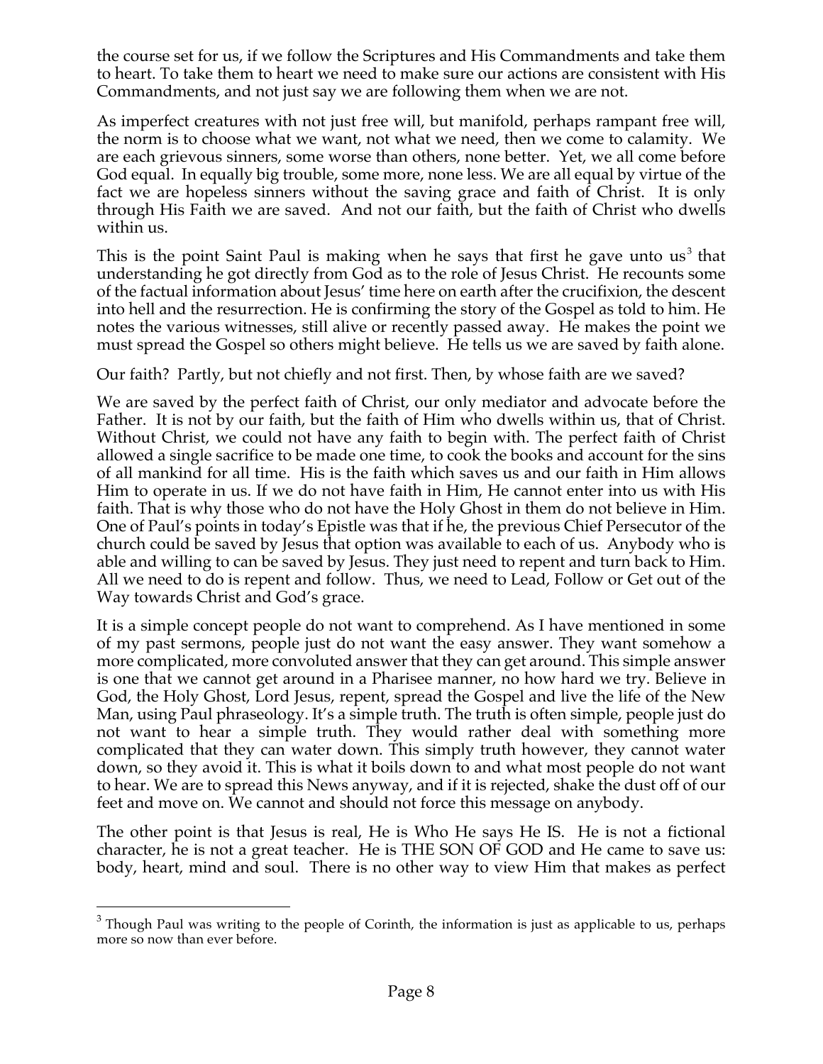the course set for us, if we follow the Scriptures and His Commandments and take them to heart. To take them to heart we need to make sure our actions are consistent with His Commandments, and not just say we are following them when we are not.

As imperfect creatures with not just free will, but manifold, perhaps rampant free will, the norm is to choose what we want, not what we need, then we come to calamity. We are each grievous sinners, some worse than others, none better. Yet, we all come before God equal. In equally big trouble, some more, none less. We are all equal by virtue of the fact we are hopeless sinners without the saving grace and faith of Christ. It is only through His Faith we are saved. And not our faith, but the faith of Christ who dwells within us.

This is the point Saint Paul is making when he says that first he gave unto us[3] that understanding he got directly from God as to the role of Jesus Christ. He recounts some of the factual information about Jesus' time here on earth after the crucifixion, the descent into hell and the resurrection. He is confirming the story of the Gospel as told to him. He notes the various witnesses, still alive or recently passed away. He makes the point we must spread the Gospel so others might believe. He tells us we are saved by faith alone.

Our faith? Partly, but not chiefly and not first. Then, by whose faith are we saved?

We are saved by the perfect faith of Christ, our only mediator and advocate before the Father. It is not by our faith, but the faith of Him who dwells within us, that of Christ. Without Christ, we could not have any faith to begin with. The perfect faith of Christ allowed a single sacrifice to be made one time, to cook the books and account for the sins of all mankind for all time. His is the faith which saves us and our faith in Him allows Him to operate in us. If we do not have faith in Him, He cannot enter into us with His faith. That is why those who do not have the Holy Ghost in them do not believe in Him. One of Paul's points in today's Epistle was that if he, the previous Chief Persecutor of the church could be saved by Jesus that option was available to each of us. Anybody who is able and willing to can be saved by Jesus. They just need to repent and turn back to Him. All we need to do is repent and follow. Thus, we need to Lead, Follow or Get out of the Way towards Christ and God's grace.

It is a simple concept people do not want to comprehend. As I have mentioned in some of my past sermons, people just do not want the easy answer. They want somehow a more complicated, more convoluted answer that they can get around. This simple answer is one that we cannot get around in a Pharisee manner, no how hard we try. Believe in God, the Holy Ghost, Lord Jesus, repent, spread the Gospel and live the life of the New Man, using Paul phraseology. It's a simple truth. The truth is often simple, people just do not want to hear a simple truth. They would rather deal with something more complicated that they can water down. This simply truth however, they cannot water down, so they avoid it. This is what it boils down to and what most people do not want to hear. We are to spread this News anyway, and if it is rejected, shake the dust off of our feet and move on. We cannot and should not force this message on anybody.

The other point is that Jesus is real, He is Who He says He IS. He is not a fictional character, he is not a great teacher. He is THE SON OF GOD and He came to save us: body, heart, mind and soul. There is no other way to view Him that makes as perfect

[3] Though Paul was writing to the people of Corinth, the information is just as applicable to us, perhaps more so now than ever before.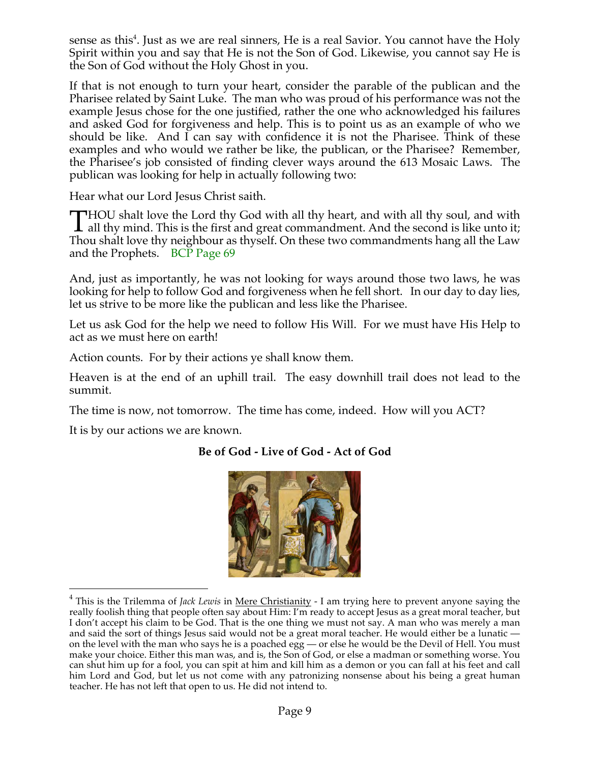sense as this[4]. Just as we are real sinners, He is a real Savior. You cannot have the Holy Spirit within you and say that He is not the Son of God. Likewise, you cannot say He is the Son of God without the Holy Ghost in you.

If that is not enough to turn your heart, consider the parable of the publican and the Pharisee related by Saint Luke. The man who was proud of his performance was not the example Jesus chose for the one justified, rather the one who acknowledged his failures and asked God for forgiveness and help. This is to point us as an example of who we should be like. And I can say with confidence it is not the Pharisee. Think of these examples and who would we rather be like, the publican, or the Pharisee? Remember, the Pharisee's job consisted of finding clever ways around the 613 Mosaic Laws. The publican was looking for help in actually following two:

Hear what our Lord Jesus Christ saith.

THOU shalt love the Lord thy God with all thy heart, and with all thy soul, and with all thy mind. This is the first and great commandment. And the second is like unto it; Thou shalt love thy neighbour as thyself. On these two commandments hang all the Law and the Prophets. BCP Page 69

And, just as importantly, he was not looking for ways around those two laws, he was looking for help to follow God and forgiveness when he fell short. In our day to day lies, let us strive to be more like the publican and less like the Pharisee.

Let us ask God for the help we need to follow His Will. For we must have His Help to act as we must here on earth!

Action counts. For by their actions ye shall know them.

Heaven is at the end of an uphill trail. The easy downhill trail does not lead to the summit.

The time is now, not tomorrow. The time has come, indeed. How will you ACT?

It is by our actions we are known.

**Be of God - Live of God - Act of God**

---

[4] This is the Trilemma of *Jack Lewis* in Mere Christianity - I am trying here to prevent anyone saying the really foolish thing that people often say about Him: I'm ready to accept Jesus as a great moral teacher, but I don't accept his claim to be God. That is the one thing we must not say. A man who was merely a man and said the sort of things Jesus said would not be a great moral teacher. He would either be a lunatic — on the level with the man who says he is a poached egg — or else he would be the Devil of Hell. You must make your choice. Either this man was, and is, the Son of God, or else a madman or something worse. You can shut him up for a fool, you can spit at him and kill him as a demon or you can fall at his feet and call him Lord and God, but let us not come with any patronizing nonsense about his being a great human teacher. He has not left that open to us. He did not intend to.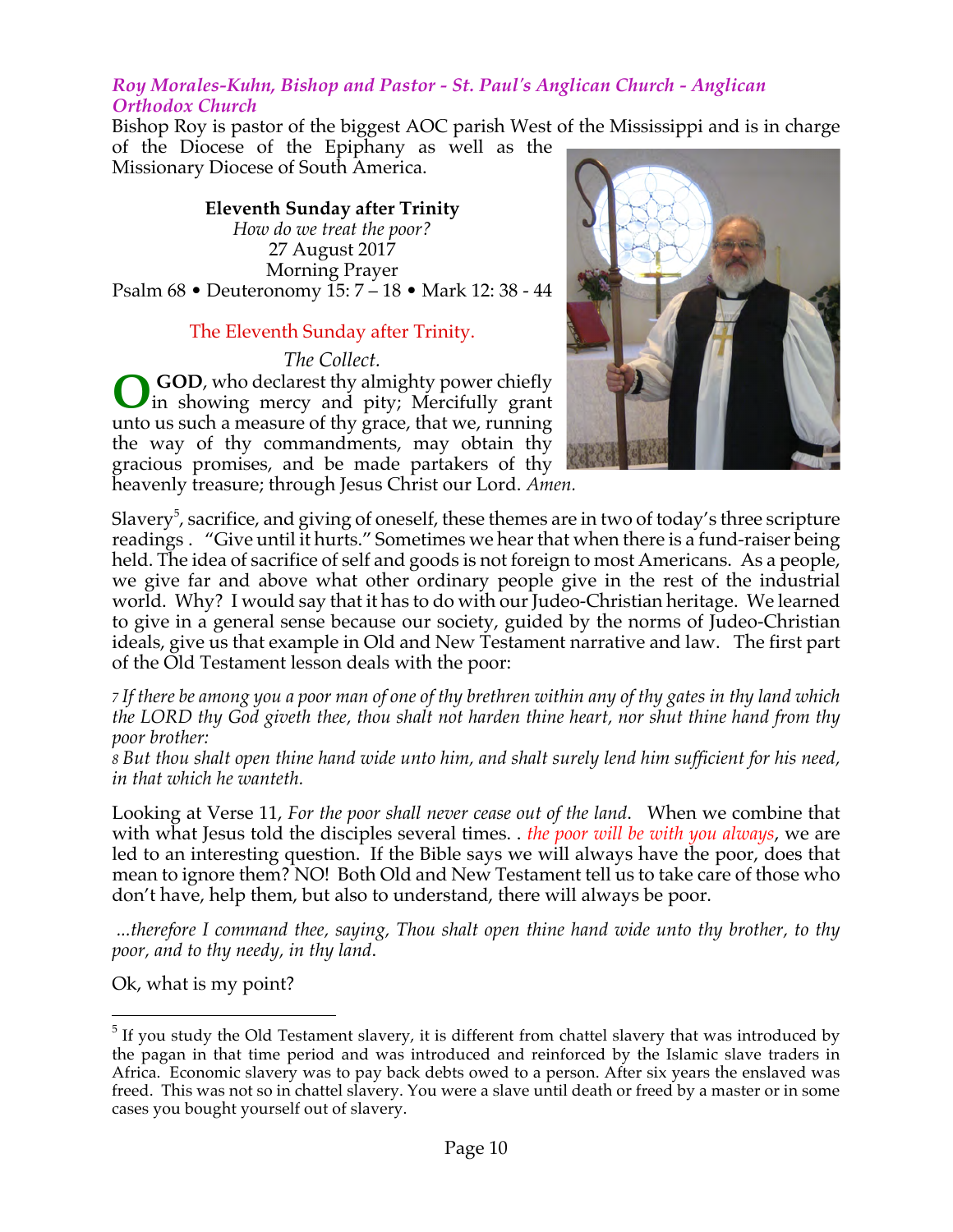*Roy Morales-Kuhn, Bishop and Pastor - St. Paul's Anglican Church - Anglican Orthodox Church*

Bishop Roy is pastor of the biggest AOC parish West of the Mississippi and is in charge of the Diocese of the Epiphany as well as the Missionary Diocese of South America.

**Eleventh Sunday after Trinity**

*How do we treat the poor?*

27 August 2017

Morning Prayer

Psalm 68 • Deuteronomy 15: 7 – 18 • Mark 12: 38 - 44

The Eleventh Sunday after Trinity.

*The Collect.*

**O GOD**, who declarest thy almighty power chiefly in showing mercy and pity; Mercifully grant unto us such a measure of thy grace, that we, running the way of thy commandments, may obtain thy gracious promises, and be made partakers of thy heavenly treasure; through Jesus Christ our Lord. *Amen.*

Slavery[5], sacrifice, and giving of oneself, these themes are in two of today's three scripture readings . "Give until it hurts." Sometimes we hear that when there is a fund-raiser being held. The idea of sacrifice of self and goods is not foreign to most Americans. As a people, we give far and above what other ordinary people give in the rest of the industrial world. Why? I would say that it has to do with our Judeo-Christian heritage. We learned to give in a general sense because our society, guided by the norms of Judeo-Christian ideals, give us that example in Old and New Testament narrative and law. The first part of the Old Testament lesson deals with the poor:

*7 If there be among you a poor man of one of thy brethren within any of thy gates in thy land which the LORD thy God giveth thee, thou shalt not harden thine heart, nor shut thine hand from thy poor brother:*

*8 But thou shalt open thine hand wide unto him, and shalt surely lend him sufficient for his need, in that which he wanteth.*

Looking at Verse 11, *For the poor shall never cease out of the land*. When we combine that with what Jesus told the disciples several times. . *the poor will be with you always*, we are led to an interesting question. If the Bible says we will always have the poor, does that mean to ignore them? NO! Both Old and New Testament tell us to take care of those who don't have, help them, but also to understand, there will always be poor.

*...therefore I command thee, saying, Thou shalt open thine hand wide unto thy brother, to thy poor, and to thy needy, in thy land*.

Ok, what is my point?

---

[5] If you study the Old Testament slavery, it is different from chattel slavery that was introduced by the pagan in that time period and was introduced and reinforced by the Islamic slave traders in Africa. Economic slavery was to pay back debts owed to a person. After six years the enslaved was freed. This was not so in chattel slavery. You were a slave until death or freed by a master or in some cases you bought yourself out of slavery.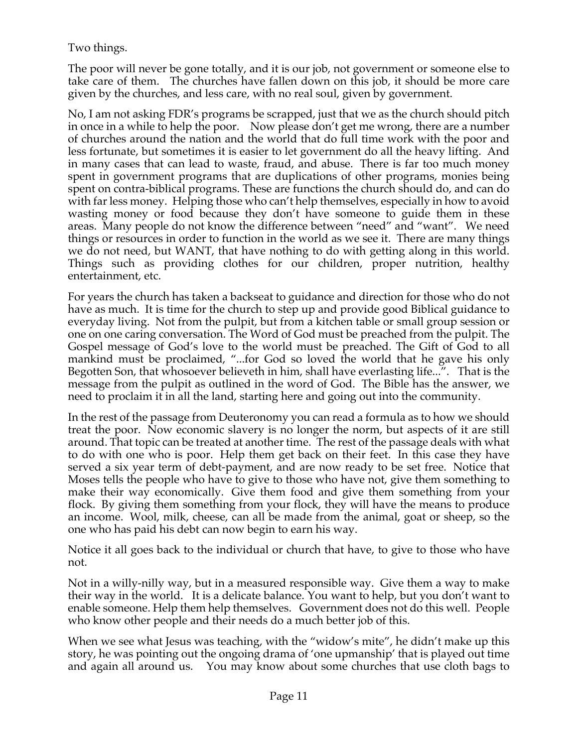Two things.

The poor will never be gone totally, and it is our job, not government or someone else to take care of them. The churches have fallen down on this job, it should be more care given by the churches, and less care, with no real soul, given by government.

No, I am not asking FDR's programs be scrapped, just that we as the church should pitch in once in a while to help the poor. Now please don't get me wrong, there are a number of churches around the nation and the world that do full time work with the poor and less fortunate, but sometimes it is easier to let government do all the heavy lifting. And in many cases that can lead to waste, fraud, and abuse. There is far too much money spent in government programs that are duplications of other programs, monies being spent on contra-biblical programs. These are functions the church should do, and can do with far less money. Helping those who can't help themselves, especially in how to avoid wasting money or food because they don't have someone to guide them in these areas. Many people do not know the difference between "need" and "want". We need things or resources in order to function in the world as we see it. There are many things we do not need, but WANT, that have nothing to do with getting along in this world. Things such as providing clothes for our children, proper nutrition, healthy entertainment, etc.

For years the church has taken a backseat to guidance and direction for those who do not have as much. It is time for the church to step up and provide good Biblical guidance to everyday living. Not from the pulpit, but from a kitchen table or small group session or one on one caring conversation. The Word of God must be preached from the pulpit. The Gospel message of God's love to the world must be preached. The Gift of God to all mankind must be proclaimed, "...for God so loved the world that he gave his only Begotten Son, that whosoever believeth in him, shall have everlasting life...". That is the message from the pulpit as outlined in the word of God. The Bible has the answer, we need to proclaim it in all the land, starting here and going out into the community.

In the rest of the passage from Deuteronomy you can read a formula as to how we should treat the poor. Now economic slavery is no longer the norm, but aspects of it are still around. That topic can be treated at another time. The rest of the passage deals with what to do with one who is poor. Help them get back on their feet. In this case they have served a six year term of debt-payment, and are now ready to be set free. Notice that Moses tells the people who have to give to those who have not, give them something to make their way economically. Give them food and give them something from your flock. By giving them something from your flock, they will have the means to produce an income. Wool, milk, cheese, can all be made from the animal, goat or sheep, so the one who has paid his debt can now begin to earn his way.

Notice it all goes back to the individual or church that have, to give to those who have not.

Not in a willy-nilly way, but in a measured responsible way. Give them a way to make their way in the world. It is a delicate balance. You want to help, but you don't want to enable someone. Help them help themselves. Government does not do this well. People who know other people and their needs do a much better job of this.

When we see what Jesus was teaching, with the "widow's mite", he didn't make up this story, he was pointing out the ongoing drama of 'one upmanship' that is played out time and again all around us. You may know about some churches that use cloth bags to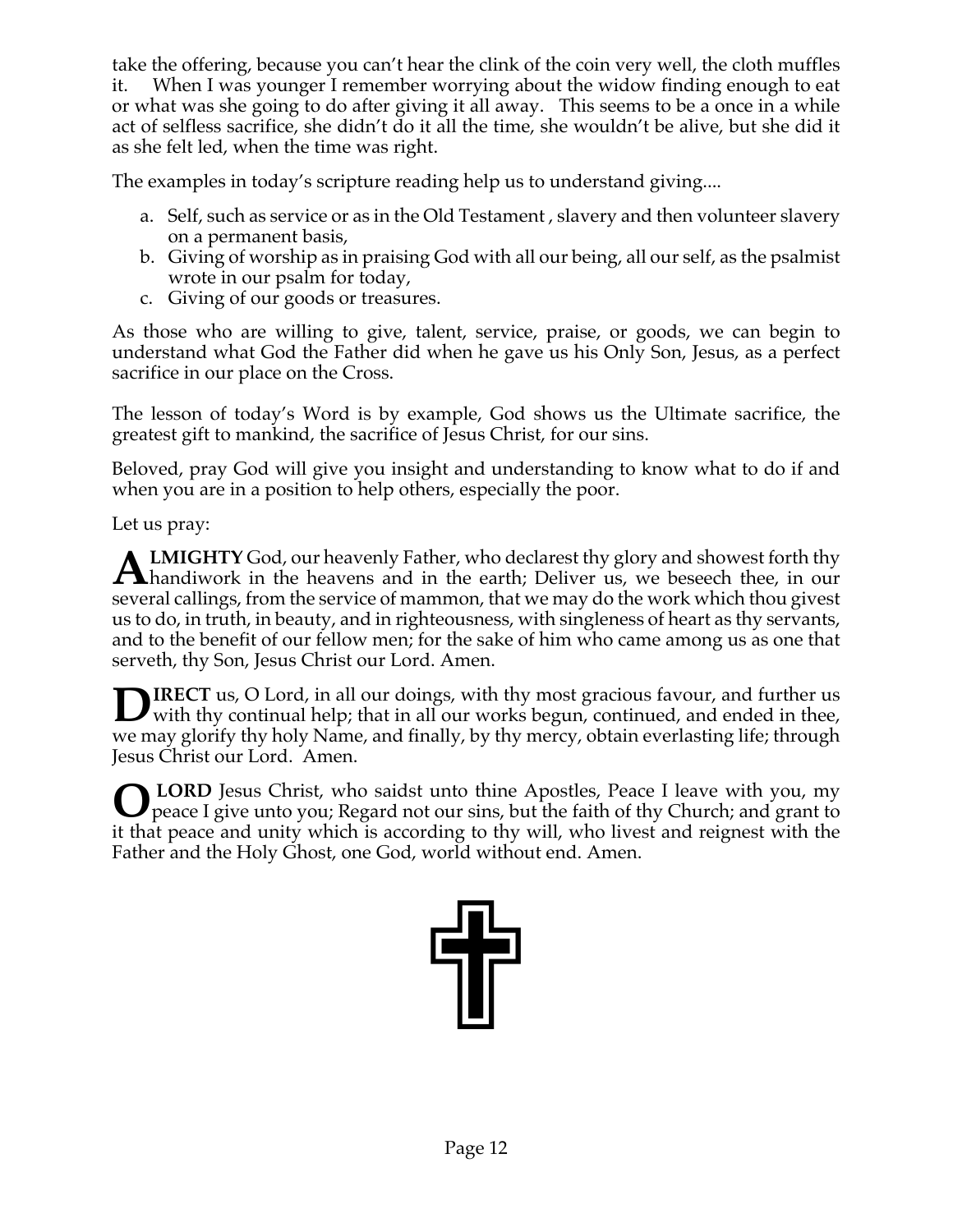take the offering, because you can't hear the clink of the coin very well, the cloth muffles it. When I was younger I remember worrying about the widow finding enough to eat or what was she going to do after giving it all away. This seems to be a once in a while act of selfless sacrifice, she didn't do it all the time, she wouldn't be alive, but she did it as she felt led, when the time was right.

The examples in today's scripture reading help us to understand giving....

a. Self, such as service or as in the Old Testament , slavery and then volunteer slavery on a permanent basis,
b. Giving of worship as in praising God with all our being, all our self, as the psalmist wrote in our psalm for today,
c. Giving of our goods or treasures.

As those who are willing to give, talent, service, praise, or goods, we can begin to understand what God the Father did when he gave us his Only Son, Jesus, as a perfect sacrifice in our place on the Cross.

The lesson of today's Word is by example, God shows us the Ultimate sacrifice, the greatest gift to mankind, the sacrifice of Jesus Christ, for our sins.

Beloved, pray God will give you insight and understanding to know what to do if and when you are in a position to help others, especially the poor.

Let us pray:

**ALMIGHTY** God, our heavenly Father, who declarest thy glory and showest forth thy handiwork in the heavens and in the earth; Deliver us, we beseech thee, in our several callings, from the service of mammon, that we may do the work which thou givest us to do, in truth, in beauty, and in righteousness, with singleness of heart as thy servants, and to the benefit of our fellow men; for the sake of him who came among us as one that serveth, thy Son, Jesus Christ our Lord. Amen.

**DIRECT** us, O Lord, in all our doings, with thy most gracious favour, and further us with thy continual help; that in all our works begun, continued, and ended in thee, we may glorify thy holy Name, and finally, by thy mercy, obtain everlasting life; through Jesus Christ our Lord. Amen.

**O LORD** Jesus Christ, who saidst unto thine Apostles, Peace I leave with you, my peace I give unto you; Regard not our sins, but the faith of thy Church; and grant to it that peace and unity which is according to thy will, who livest and reignest with the Father and the Holy Ghost, one God, world without end. Amen.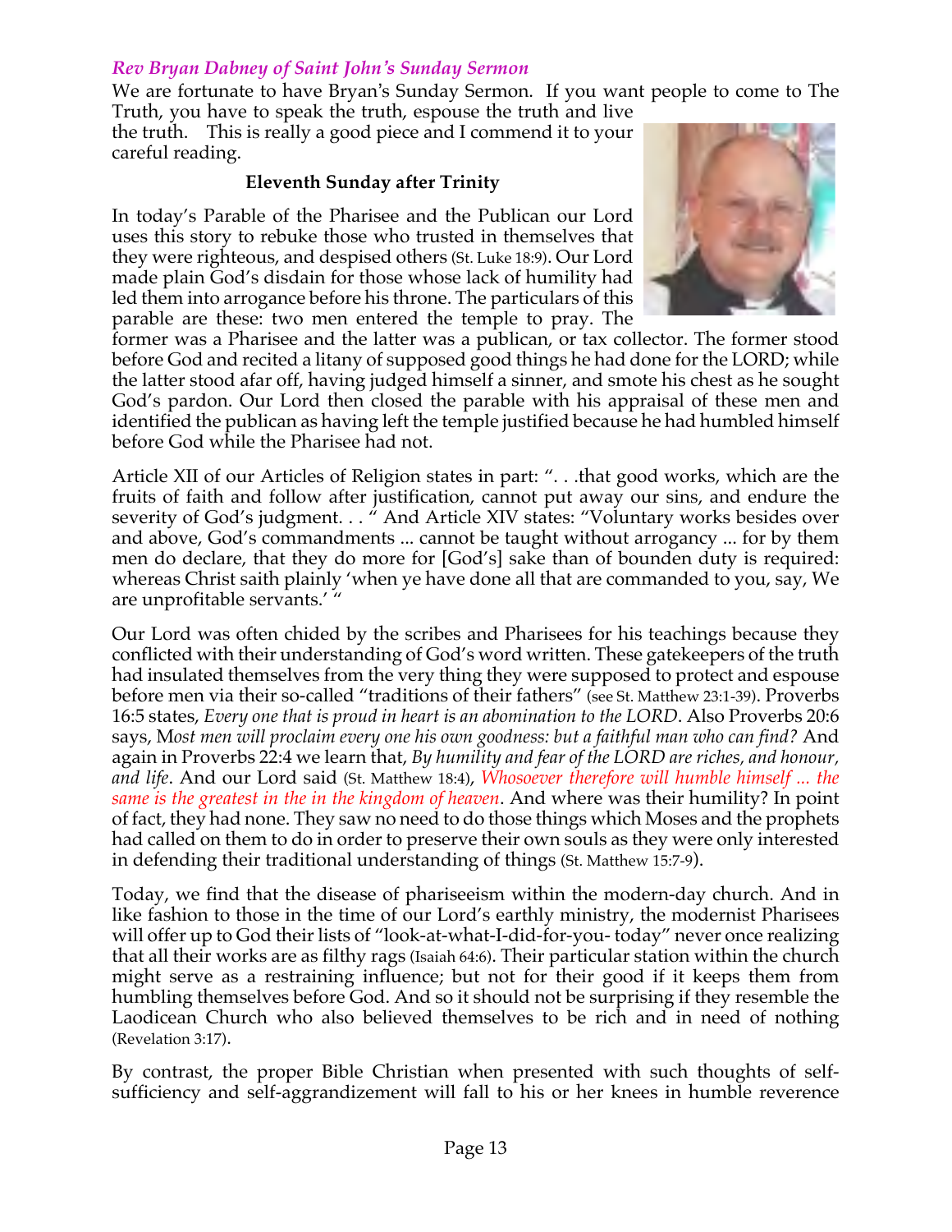### *Rev Bryan Dabney of Saint John's Sunday Sermon*

We are fortunate to have Bryan's Sunday Sermon. If you want people to come to The Truth, you have to speak the truth, espouse the truth and live the truth. This is really a good piece and I commend it to your careful reading.

**Eleventh Sunday after Trinity**

In today's Parable of the Pharisee and the Publican our Lord uses this story to rebuke those who trusted in themselves that they were righteous, and despised others (St. Luke 18:9). Our Lord made plain God's disdain for those whose lack of humility had led them into arrogance before his throne. The particulars of this parable are these: two men entered the temple to pray. The former was a Pharisee and the latter was a publican, or tax collector. The former stood before God and recited a litany of supposed good things he had done for the LORD; while the latter stood afar off, having judged himself a sinner, and smote his chest as he sought God's pardon. Our Lord then closed the parable with his appraisal of these men and identified the publican as having left the temple justified because he had humbled himself before God while the Pharisee had not.

Article XII of our Articles of Religion states in part: ". . .that good works, which are the fruits of faith and follow after justification, cannot put away our sins, and endure the severity of God's judgment. . . " And Article XIV states: "Voluntary works besides over and above, God's commandments ... cannot be taught without arrogancy ... for by them men do declare, that they do more for [God's] sake than of bounden duty is required: whereas Christ saith plainly 'when ye have done all that are commanded to you, say, We are unprofitable servants.' "

Our Lord was often chided by the scribes and Pharisees for his teachings because they conflicted with their understanding of God's word written. These gatekeepers of the truth had insulated themselves from the very thing they were supposed to protect and espouse before men via their so-called "traditions of their fathers" (see St. Matthew 23:1-39). Proverbs 16:5 states, *Every one that is proud in heart is an abomination to the LORD*. Also Proverbs 20:6 says, M*ost men will proclaim every one his own goodness: but a faithful man who can find?* And again in Proverbs 22:4 we learn that, *By humility and fear of the LORD are riches, and honour, and life*. And our Lord said (St. Matthew 18:4), *Whosoever therefore will humble himself ... the same is the greatest in the in the kingdom of heaven*. And where was their humility? In point of fact, they had none. They saw no need to do those things which Moses and the prophets had called on them to do in order to preserve their own souls as they were only interested in defending their traditional understanding of things (St. Matthew 15:7-9).

Today, we find that the disease of phariseeism within the modern-day church. And in like fashion to those in the time of our Lord's earthly ministry, the modernist Pharisees will offer up to God their lists of "look-at-what-I-did-for-you- today" never once realizing that all their works are as filthy rags (Isaiah 64:6). Their particular station within the church might serve as a restraining influence; but not for their good if it keeps them from humbling themselves before God. And so it should not be surprising if they resemble the Laodicean Church who also believed themselves to be rich and in need of nothing (Revelation 3:17).

By contrast, the proper Bible Christian when presented with such thoughts of self-sufficiency and self-aggrandizement will fall to his or her knees in humble reverence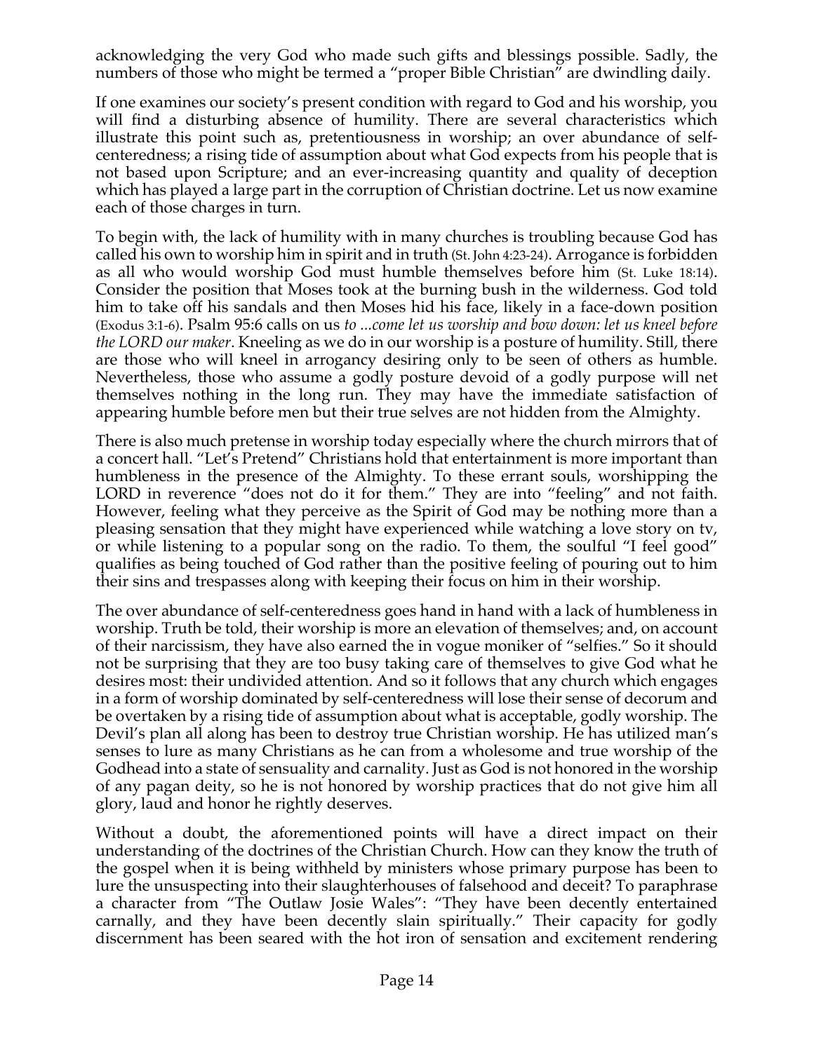acknowledging the very God who made such gifts and blessings possible. Sadly, the numbers of those who might be termed a "proper Bible Christian" are dwindling daily.

If one examines our society's present condition with regard to God and his worship, you will find a disturbing absence of humility. There are several characteristics which illustrate this point such as, pretentiousness in worship; an over abundance of self-centeredness; a rising tide of assumption about what God expects from his people that is not based upon Scripture; and an ever-increasing quantity and quality of deception which has played a large part in the corruption of Christian doctrine. Let us now examine each of those charges in turn.

To begin with, the lack of humility with in many churches is troubling because God has called his own to worship him in spirit and in truth (St. John 4:23-24). Arrogance is forbidden as all who would worship God must humble themselves before him (St. Luke 18:14). Consider the position that Moses took at the burning bush in the wilderness. God told him to take off his sandals and then Moses hid his face, likely in a face-down position (Exodus 3:1-6). Psalm 95:6 calls on us *to ...come let us worship and bow down: let us kneel before the LORD our maker*. Kneeling as we do in our worship is a posture of humility. Still, there are those who will kneel in arrogancy desiring only to be seen of others as humble. Nevertheless, those who assume a godly posture devoid of a godly purpose will net themselves nothing in the long run. They may have the immediate satisfaction of appearing humble before men but their true selves are not hidden from the Almighty.

There is also much pretense in worship today especially where the church mirrors that of a concert hall. "Let's Pretend" Christians hold that entertainment is more important than humbleness in the presence of the Almighty. To these errant souls, worshipping the LORD in reverence "does not do it for them." They are into "feeling" and not faith. However, feeling what they perceive as the Spirit of God may be nothing more than a pleasing sensation that they might have experienced while watching a love story on tv, or while listening to a popular song on the radio. To them, the soulful "I feel good" qualifies as being touched of God rather than the positive feeling of pouring out to him their sins and trespasses along with keeping their focus on him in their worship.

The over abundance of self-centeredness goes hand in hand with a lack of humbleness in worship. Truth be told, their worship is more an elevation of themselves; and, on account of their narcissism, they have also earned the in vogue moniker of "selfies." So it should not be surprising that they are too busy taking care of themselves to give God what he desires most: their undivided attention. And so it follows that any church which engages in a form of worship dominated by self-centeredness will lose their sense of decorum and be overtaken by a rising tide of assumption about what is acceptable, godly worship. The Devil's plan all along has been to destroy true Christian worship. He has utilized man's senses to lure as many Christians as he can from a wholesome and true worship of the Godhead into a state of sensuality and carnality. Just as God is not honored in the worship of any pagan deity, so he is not honored by worship practices that do not give him all glory, laud and honor he rightly deserves.

Without a doubt, the aforementioned points will have a direct impact on their understanding of the doctrines of the Christian Church. How can they know the truth of the gospel when it is being withheld by ministers whose primary purpose has been to lure the unsuspecting into their slaughterhouses of falsehood and deceit? To paraphrase a character from "The Outlaw Josie Wales": "They have been decently entertained carnally, and they have been decently slain spiritually." Their capacity for godly discernment has been seared with the hot iron of sensation and excitement rendering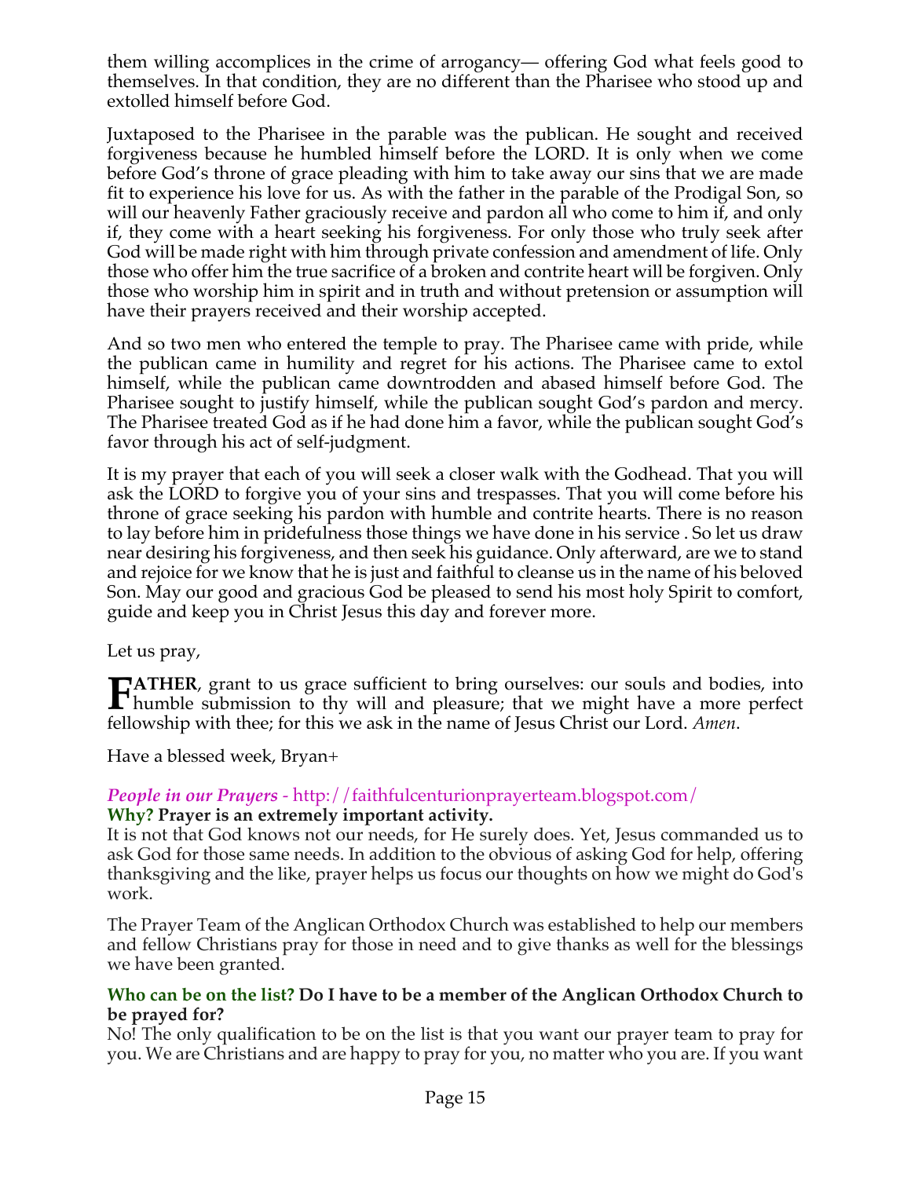them willing accomplices in the crime of arrogancy— offering God what feels good to themselves. In that condition, they are no different than the Pharisee who stood up and extolled himself before God.

Juxtaposed to the Pharisee in the parable was the publican. He sought and received forgiveness because he humbled himself before the LORD. It is only when we come before God's throne of grace pleading with him to take away our sins that we are made fit to experience his love for us. As with the father in the parable of the Prodigal Son, so will our heavenly Father graciously receive and pardon all who come to him if, and only if, they come with a heart seeking his forgiveness. For only those who truly seek after God will be made right with him through private confession and amendment of life. Only those who offer him the true sacrifice of a broken and contrite heart will be forgiven. Only those who worship him in spirit and in truth and without pretension or assumption will have their prayers received and their worship accepted.

And so two men who entered the temple to pray. The Pharisee came with pride, while the publican came in humility and regret for his actions. The Pharisee came to extol himself, while the publican came downtrodden and abased himself before God. The Pharisee sought to justify himself, while the publican sought God's pardon and mercy. The Pharisee treated God as if he had done him a favor, while the publican sought God's favor through his act of self-judgment.

It is my prayer that each of you will seek a closer walk with the Godhead. That you will ask the LORD to forgive you of your sins and trespasses. That you will come before his throne of grace seeking his pardon with humble and contrite hearts. There is no reason to lay before him in pridefulness those things we have done in his service . So let us draw near desiring his forgiveness, and then seek his guidance. Only afterward, are we to stand and rejoice for we know that he is just and faithful to cleanse us in the name of his beloved Son. May our good and gracious God be pleased to send his most holy Spirit to comfort, guide and keep you in Christ Jesus this day and forever more.

Let us pray,

**FATHER**, grant to us grace sufficient to bring ourselves: our souls and bodies, into humble submission to thy will and pleasure; that we might have a more perfect fellowship with thee; for this we ask in the name of Jesus Christ our Lord. *Amen*.

Have a blessed week, Bryan+

### *People in our Prayers* - http://faithfulcenturionprayerteam.blogspot.com/

**Why? Prayer is an extremely important activity.**

It is not that God knows not our needs, for He surely does. Yet, Jesus commanded us to ask God for those same needs. In addition to the obvious of asking God for help, offering thanksgiving and the like, prayer helps us focus our thoughts on how we might do God's work.

The Prayer Team of the Anglican Orthodox Church was established to help our members and fellow Christians pray for those in need and to give thanks as well for the blessings we have been granted.

**Who can be on the list? Do I have to be a member of the Anglican Orthodox Church to be prayed for?**

No! The only qualification to be on the list is that you want our prayer team to pray for you. We are Christians and are happy to pray for you, no matter who you are. If you want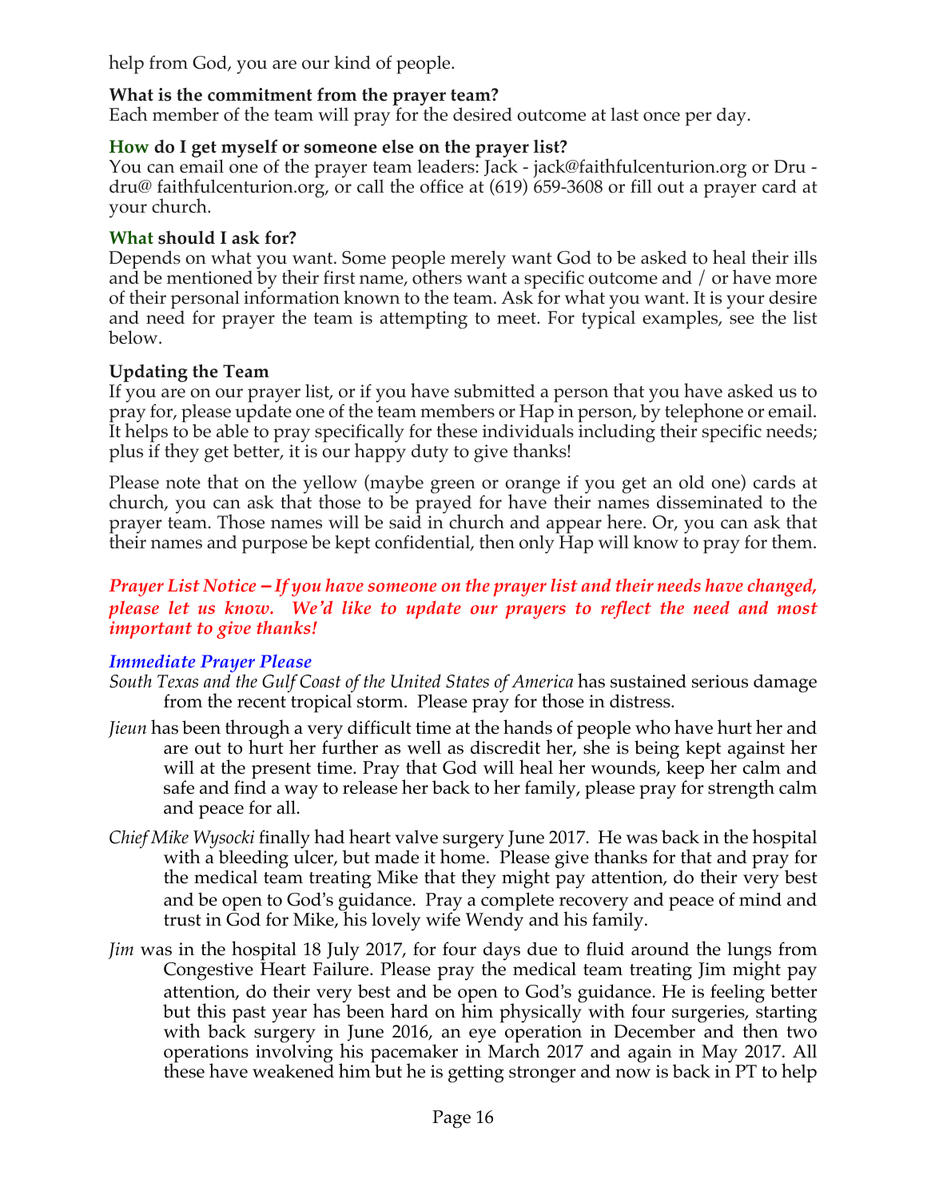help from God, you are our kind of people.

**What is the commitment from the prayer team?**
Each member of the team will pray for the desired outcome at last once per day.

**How do I get myself or someone else on the prayer list?**
You can email one of the prayer team leaders: Jack - jack@faithfulcenturion.org or Dru - dru@ faithfulcenturion.org, or call the office at (619) 659-3608 or fill out a prayer card at your church.

**What should I ask for?**
Depends on what you want. Some people merely want God to be asked to heal their ills and be mentioned by their first name, others want a specific outcome and / or have more of their personal information known to the team. Ask for what you want. It is your desire and need for prayer the team is attempting to meet. For typical examples, see the list below.

**Updating the Team**
If you are on our prayer list, or if you have submitted a person that you have asked us to pray for, please update one of the team members or Hap in person, by telephone or email. It helps to be able to pray specifically for these individuals including their specific needs; plus if they get better, it is our happy duty to give thanks!

Please note that on the yellow (maybe green or orange if you get an old one) cards at church, you can ask that those to be prayed for have their names disseminated to the prayer team. Those names will be said in church and appear here. Or, you can ask that their names and purpose be kept confidential, then only Hap will know to pray for them.

***Prayer List Notice – If you have someone on the prayer list and their needs have changed, please let us know. We'd like to update our prayers to reflect the need and most important to give thanks!***

***Immediate Prayer Please***

*South Texas and the Gulf Coast of the United States of America* has sustained serious damage from the recent tropical storm. Please pray for those in distress.

*Jieun* has been through a very difficult time at the hands of people who have hurt her and are out to hurt her further as well as discredit her, she is being kept against her will at the present time. Pray that God will heal her wounds, keep her calm and safe and find a way to release her back to her family, please pray for strength calm and peace for all.

*Chief Mike Wysocki* finally had heart valve surgery June 2017. He was back in the hospital with a bleeding ulcer, but made it home. Please give thanks for that and pray for the medical team treating Mike that they might pay attention, do their very best and be open to God's guidance. Pray a complete recovery and peace of mind and trust in God for Mike, his lovely wife Wendy and his family.

*Jim* was in the hospital 18 July 2017, for four days due to fluid around the lungs from Congestive Heart Failure. Please pray the medical team treating Jim might pay attention, do their very best and be open to God's guidance. He is feeling better but this past year has been hard on him physically with four surgeries, starting with back surgery in June 2016, an eye operation in December and then two operations involving his pacemaker in March 2017 and again in May 2017. All these have weakened him but he is getting stronger and now is back in PT to help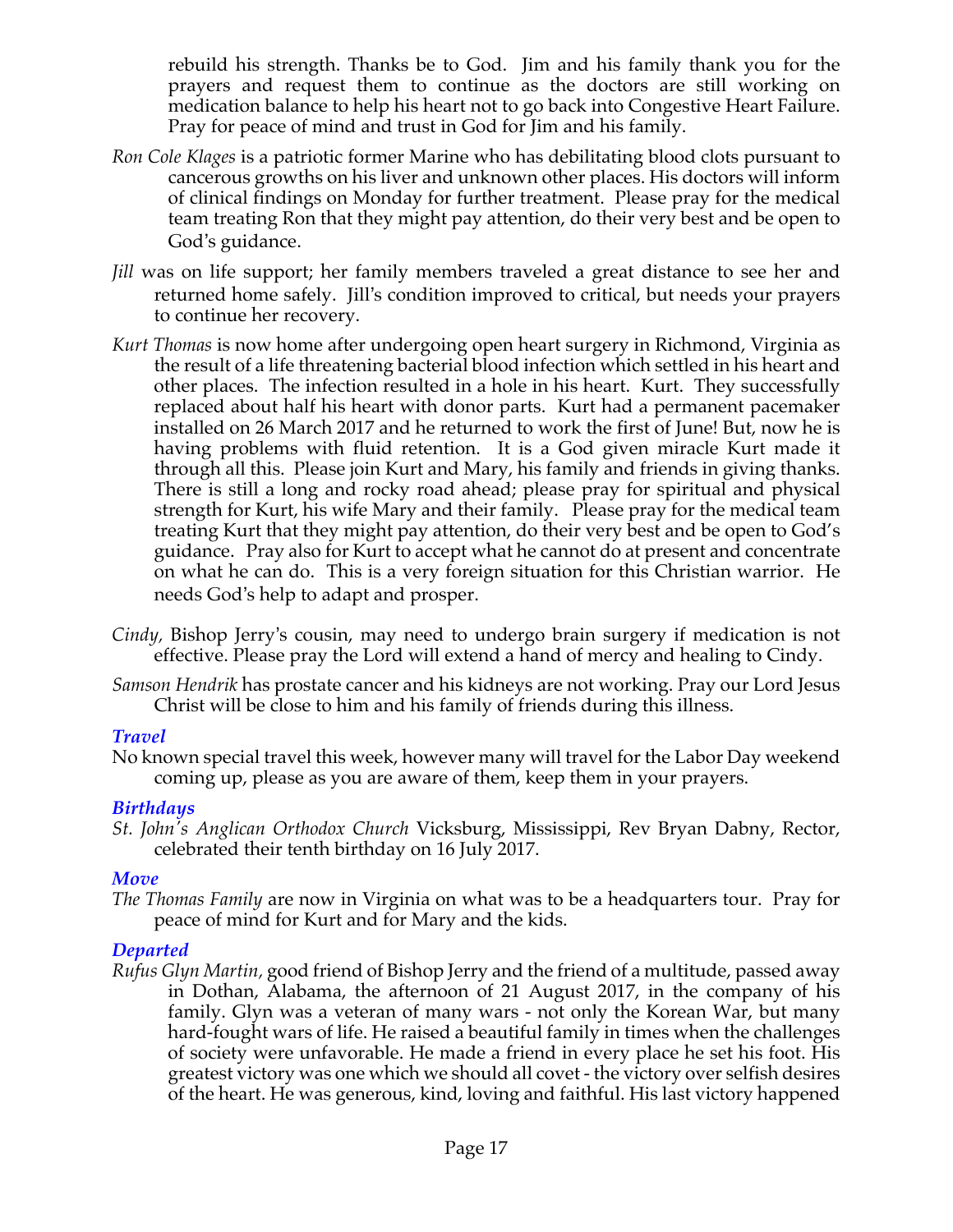rebuild his strength. Thanks be to God. Jim and his family thank you for the prayers and request them to continue as the doctors are still working on medication balance to help his heart not to go back into Congestive Heart Failure. Pray for peace of mind and trust in God for Jim and his family.

*Ron Cole Klages* is a patriotic former Marine who has debilitating blood clots pursuant to cancerous growths on his liver and unknown other places. His doctors will inform of clinical findings on Monday for further treatment. Please pray for the medical team treating Ron that they might pay attention, do their very best and be open to God's guidance.

*Jill* was on life support; her family members traveled a great distance to see her and returned home safely. Jill's condition improved to critical, but needs your prayers to continue her recovery.

*Kurt Thomas* is now home after undergoing open heart surgery in Richmond, Virginia as the result of a life threatening bacterial blood infection which settled in his heart and other places. The infection resulted in a hole in his heart. Kurt. They successfully replaced about half his heart with donor parts. Kurt had a permanent pacemaker installed on 26 March 2017 and he returned to work the first of June! But, now he is having problems with fluid retention. It is a God given miracle Kurt made it through all this. Please join Kurt and Mary, his family and friends in giving thanks. There is still a long and rocky road ahead; please pray for spiritual and physical strength for Kurt, his wife Mary and their family. Please pray for the medical team treating Kurt that they might pay attention, do their very best and be open to God's guidance. Pray also for Kurt to accept what he cannot do at present and concentrate on what he can do. This is a very foreign situation for this Christian warrior. He needs God's help to adapt and prosper.

*Cindy,* Bishop Jerry's cousin, may need to undergo brain surgery if medication is not effective. Please pray the Lord will extend a hand of mercy and healing to Cindy.

*Samson Hendrik* has prostate cancer and his kidneys are not working. Pray our Lord Jesus Christ will be close to him and his family of friends during this illness.

### *Travel*

No known special travel this week, however many will travel for the Labor Day weekend coming up, please as you are aware of them, keep them in your prayers.

### *Birthdays*

*St. John's Anglican Orthodox Church* Vicksburg, Mississippi, Rev Bryan Dabny, Rector, celebrated their tenth birthday on 16 July 2017.

### *Move*

*The Thomas Family* are now in Virginia on what was to be a headquarters tour. Pray for peace of mind for Kurt and for Mary and the kids.

### *Departed*

*Rufus Glyn Martin,* good friend of Bishop Jerry and the friend of a multitude, passed away in Dothan, Alabama, the afternoon of 21 August 2017, in the company of his family. Glyn was a veteran of many wars - not only the Korean War, but many hard-fought wars of life. He raised a beautiful family in times when the challenges of society were unfavorable. He made a friend in every place he set his foot. His greatest victory was one which we should all covet - the victory over selfish desires of the heart. He was generous, kind, loving and faithful. His last victory happened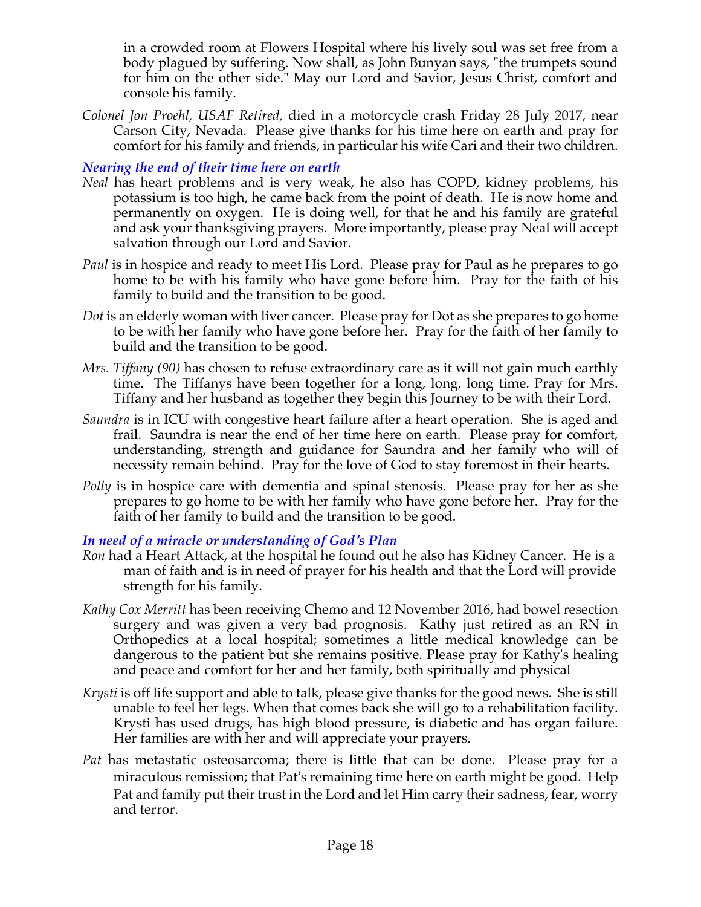in a crowded room at Flowers Hospital where his lively soul was set free from a body plagued by suffering. Now shall, as John Bunyan says, "the trumpets sound for him on the other side." May our Lord and Savior, Jesus Christ, comfort and console his family.

*Colonel Jon Proehl, USAF Retired,* died in a motorcycle crash Friday 28 July 2017, near Carson City, Nevada. Please give thanks for his time here on earth and pray for comfort for his family and friends, in particular his wife Cari and their two children.

### *Nearing the end of their time here on earth*

*Neal* has heart problems and is very weak, he also has COPD, kidney problems, his potassium is too high, he came back from the point of death. He is now home and permanently on oxygen. He is doing well, for that he and his family are grateful and ask your thanksgiving prayers. More importantly, please pray Neal will accept salvation through our Lord and Savior.

*Paul* is in hospice and ready to meet His Lord. Please pray for Paul as he prepares to go home to be with his family who have gone before him. Pray for the faith of his family to build and the transition to be good.

*Dot* is an elderly woman with liver cancer. Please pray for Dot as she prepares to go home to be with her family who have gone before her. Pray for the faith of her family to build and the transition to be good.

*Mrs. Tiffany (90)* has chosen to refuse extraordinary care as it will not gain much earthly time. The Tiffanys have been together for a long, long, long time. Pray for Mrs. Tiffany and her husband as together they begin this Journey to be with their Lord.

*Saundra* is in ICU with congestive heart failure after a heart operation. She is aged and frail. Saundra is near the end of her time here on earth. Please pray for comfort, understanding, strength and guidance for Saundra and her family who will of necessity remain behind. Pray for the love of God to stay foremost in their hearts.

*Polly* is in hospice care with dementia and spinal stenosis. Please pray for her as she prepares to go home to be with her family who have gone before her. Pray for the faith of her family to build and the transition to be good.

### *In need of a miracle or understanding of God's Plan*

*Ron* had a Heart Attack, at the hospital he found out he also has Kidney Cancer. He is a man of faith and is in need of prayer for his health and that the Lord will provide strength for his family.

*Kathy Cox Merritt* has been receiving Chemo and 12 November 2016, had bowel resection surgery and was given a very bad prognosis. Kathy just retired as an RN in Orthopedics at a local hospital; sometimes a little medical knowledge can be dangerous to the patient but she remains positive. Please pray for Kathy's healing and peace and comfort for her and her family, both spiritually and physical

*Krysti* is off life support and able to talk, please give thanks for the good news. She is still unable to feel her legs. When that comes back she will go to a rehabilitation facility. Krysti has used drugs, has high blood pressure, is diabetic and has organ failure. Her families are with her and will appreciate your prayers.

*Pat* has metastatic osteosarcoma; there is little that can be done. Please pray for a miraculous remission; that Pat's remaining time here on earth might be good. Help Pat and family put their trust in the Lord and let Him carry their sadness, fear, worry and terror.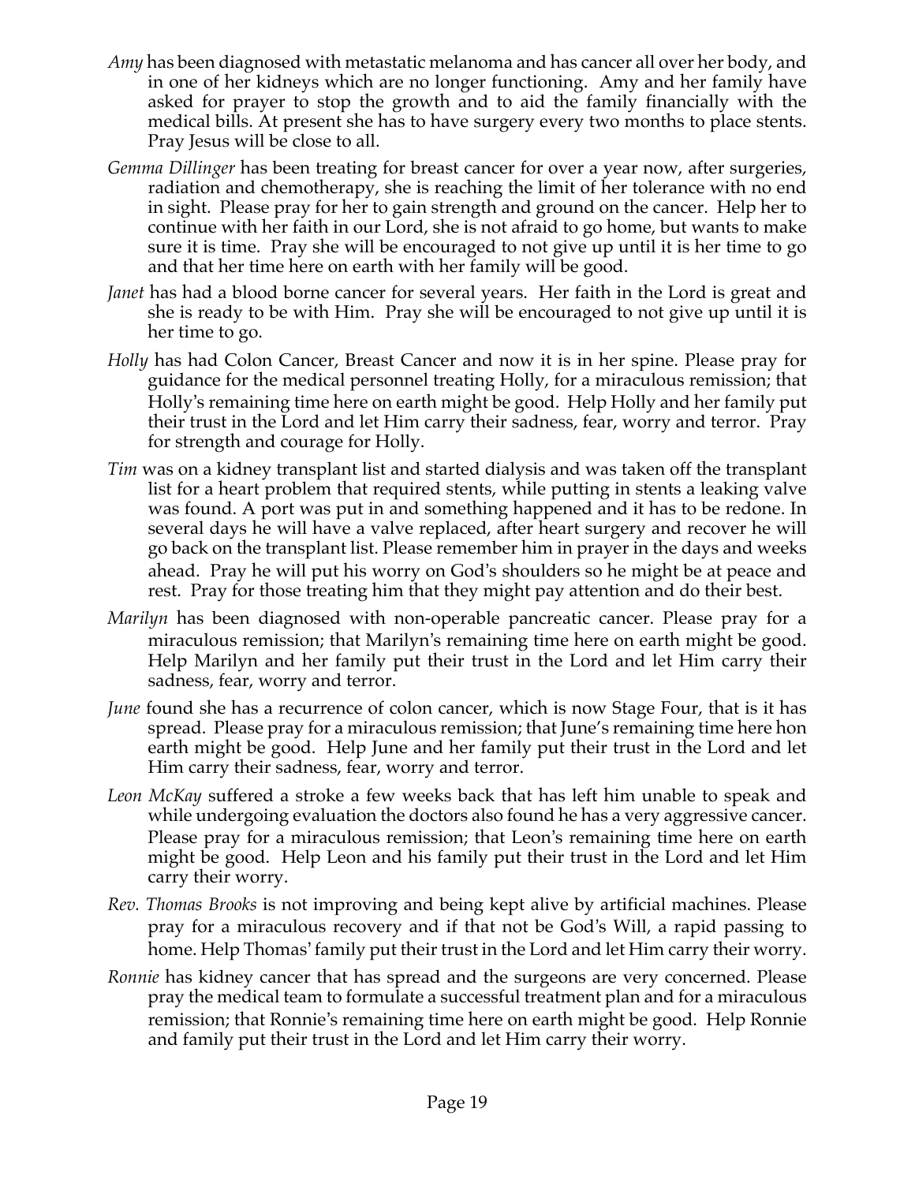- *Amy* has been diagnosed with metastatic melanoma and has cancer all over her body, and in one of her kidneys which are no longer functioning. Amy and her family have asked for prayer to stop the growth and to aid the family financially with the medical bills. At present she has to have surgery every two months to place stents. Pray Jesus will be close to all.
- *Gemma Dillinger* has been treating for breast cancer for over a year now, after surgeries, radiation and chemotherapy, she is reaching the limit of her tolerance with no end in sight. Please pray for her to gain strength and ground on the cancer. Help her to continue with her faith in our Lord, she is not afraid to go home, but wants to make sure it is time. Pray she will be encouraged to not give up until it is her time to go and that her time here on earth with her family will be good.
- *Janet* has had a blood borne cancer for several years. Her faith in the Lord is great and she is ready to be with Him. Pray she will be encouraged to not give up until it is her time to go.
- *Holly* has had Colon Cancer, Breast Cancer and now it is in her spine. Please pray for guidance for the medical personnel treating Holly, for a miraculous remission; that Holly's remaining time here on earth might be good. Help Holly and her family put their trust in the Lord and let Him carry their sadness, fear, worry and terror. Pray for strength and courage for Holly.
- *Tim* was on a kidney transplant list and started dialysis and was taken off the transplant list for a heart problem that required stents, while putting in stents a leaking valve was found. A port was put in and something happened and it has to be redone. In several days he will have a valve replaced, after heart surgery and recover he will go back on the transplant list. Please remember him in prayer in the days and weeks ahead. Pray he will put his worry on God's shoulders so he might be at peace and rest. Pray for those treating him that they might pay attention and do their best.
- *Marilyn* has been diagnosed with non-operable pancreatic cancer. Please pray for a miraculous remission; that Marilyn's remaining time here on earth might be good. Help Marilyn and her family put their trust in the Lord and let Him carry their sadness, fear, worry and terror.
- *June* found she has a recurrence of colon cancer, which is now Stage Four, that is it has spread. Please pray for a miraculous remission; that June's remaining time here hon earth might be good. Help June and her family put their trust in the Lord and let Him carry their sadness, fear, worry and terror.
- *Leon McKay* suffered a stroke a few weeks back that has left him unable to speak and while undergoing evaluation the doctors also found he has a very aggressive cancer. Please pray for a miraculous remission; that Leon's remaining time here on earth might be good. Help Leon and his family put their trust in the Lord and let Him carry their worry.
- *Rev. Thomas Brooks* is not improving and being kept alive by artificial machines. Please pray for a miraculous recovery and if that not be God's Will, a rapid passing to home. Help Thomas' family put their trust in the Lord and let Him carry their worry.
- *Ronnie* has kidney cancer that has spread and the surgeons are very concerned. Please pray the medical team to formulate a successful treatment plan and for a miraculous remission; that Ronnie's remaining time here on earth might be good. Help Ronnie and family put their trust in the Lord and let Him carry their worry.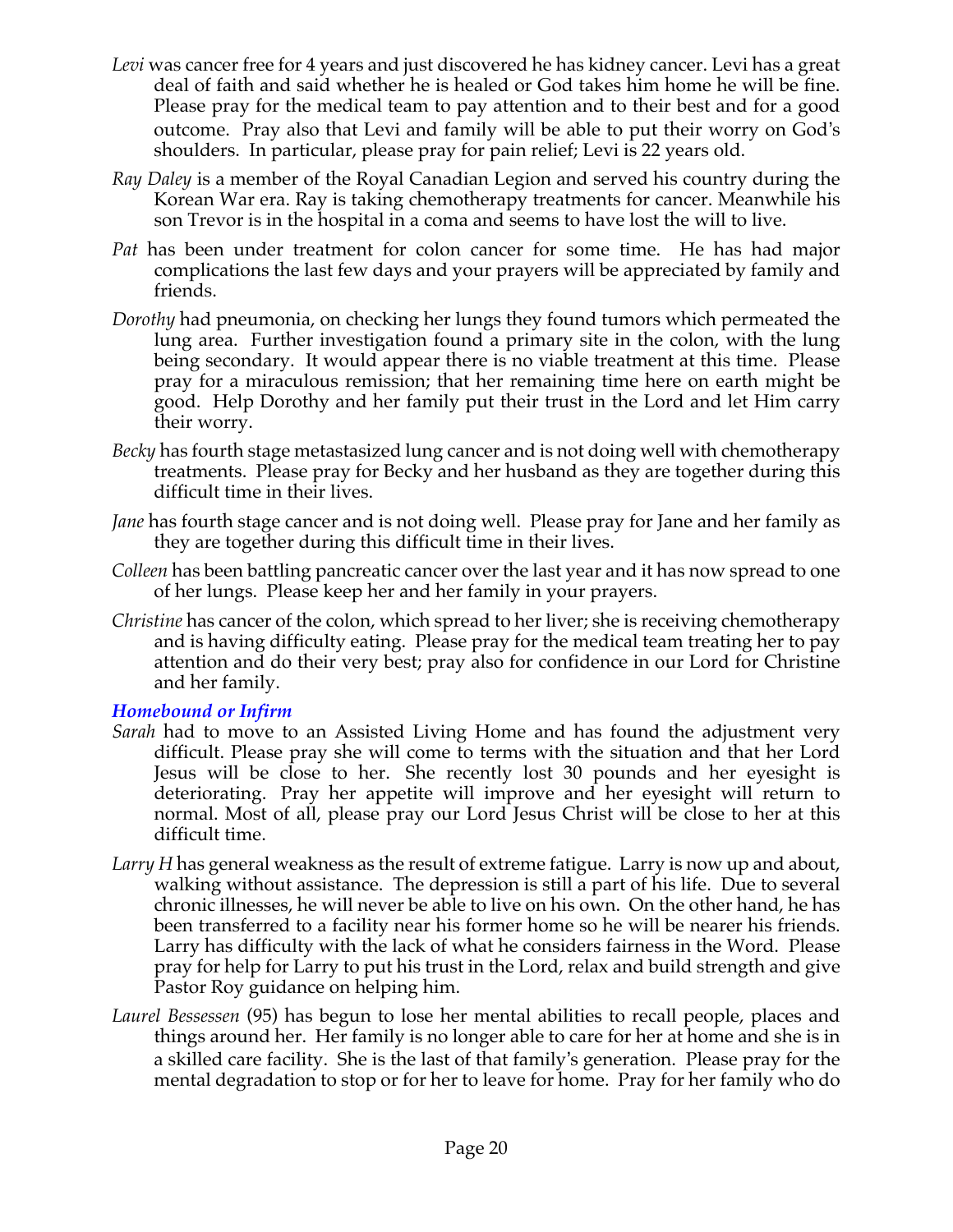*Levi* was cancer free for 4 years and just discovered he has kidney cancer. Levi has a great deal of faith and said whether he is healed or God takes him home he will be fine. Please pray for the medical team to pay attention and to their best and for a good outcome. Pray also that Levi and family will be able to put their worry on God's shoulders. In particular, please pray for pain relief; Levi is 22 years old.

*Ray Daley* is a member of the Royal Canadian Legion and served his country during the Korean War era. Ray is taking chemotherapy treatments for cancer. Meanwhile his son Trevor is in the hospital in a coma and seems to have lost the will to live.

*Pat* has been under treatment for colon cancer for some time. He has had major complications the last few days and your prayers will be appreciated by family and friends.

*Dorothy* had pneumonia, on checking her lungs they found tumors which permeated the lung area. Further investigation found a primary site in the colon, with the lung being secondary. It would appear there is no viable treatment at this time. Please pray for a miraculous remission; that her remaining time here on earth might be good. Help Dorothy and her family put their trust in the Lord and let Him carry their worry.

*Becky* has fourth stage metastasized lung cancer and is not doing well with chemotherapy treatments. Please pray for Becky and her husband as they are together during this difficult time in their lives.

*Jane* has fourth stage cancer and is not doing well. Please pray for Jane and her family as they are together during this difficult time in their lives.

*Colleen* has been battling pancreatic cancer over the last year and it has now spread to one of her lungs. Please keep her and her family in your prayers.

*Christine* has cancer of the colon, which spread to her liver; she is receiving chemotherapy and is having difficulty eating. Please pray for the medical team treating her to pay attention and do their very best; pray also for confidence in our Lord for Christine and her family.

### *Homebound or Infirm*

*Sarah* had to move to an Assisted Living Home and has found the adjustment very difficult. Please pray she will come to terms with the situation and that her Lord Jesus will be close to her. She recently lost 30 pounds and her eyesight is deteriorating. Pray her appetite will improve and her eyesight will return to normal. Most of all, please pray our Lord Jesus Christ will be close to her at this difficult time.

*Larry H* has general weakness as the result of extreme fatigue. Larry is now up and about, walking without assistance. The depression is still a part of his life. Due to several chronic illnesses, he will never be able to live on his own. On the other hand, he has been transferred to a facility near his former home so he will be nearer his friends. Larry has difficulty with the lack of what he considers fairness in the Word. Please pray for help for Larry to put his trust in the Lord, relax and build strength and give Pastor Roy guidance on helping him.

*Laurel Bessessen* (95) has begun to lose her mental abilities to recall people, places and things around her. Her family is no longer able to care for her at home and she is in a skilled care facility. She is the last of that family's generation. Please pray for the mental degradation to stop or for her to leave for home. Pray for her family who do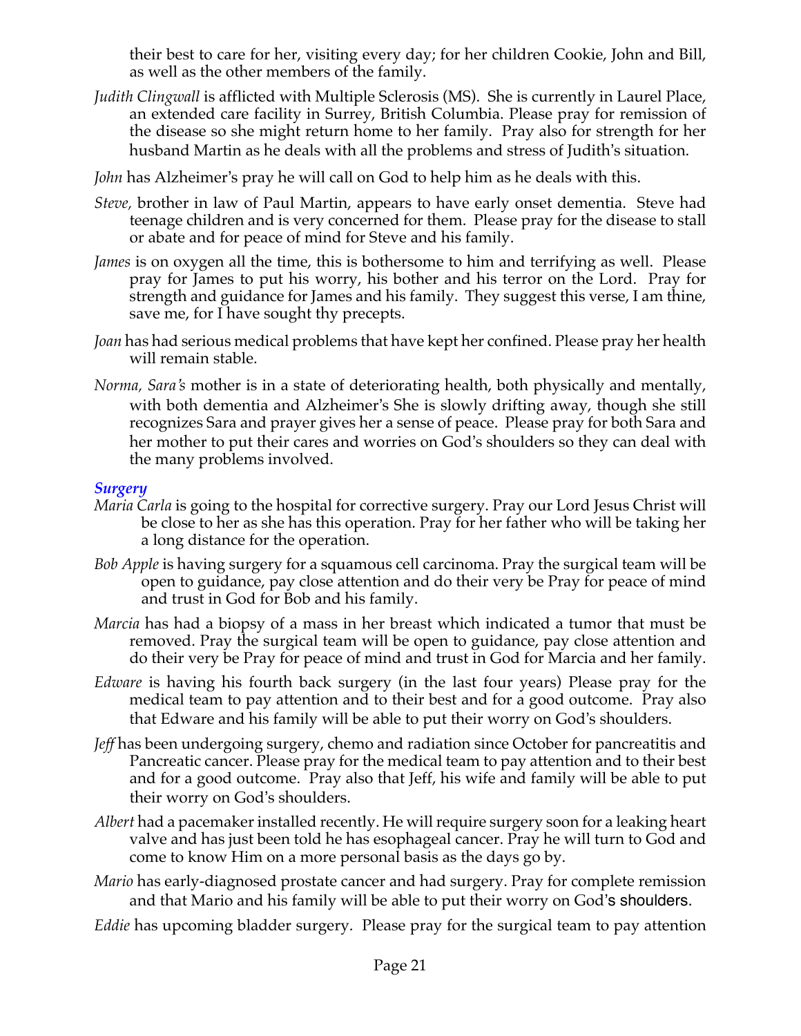their best to care for her, visiting every day; for her children Cookie, John and Bill, as well as the other members of the family.

*Judith Clingwall* is afflicted with Multiple Sclerosis (MS). She is currently in Laurel Place, an extended care facility in Surrey, British Columbia. Please pray for remission of the disease so she might return home to her family. Pray also for strength for her husband Martin as he deals with all the problems and stress of Judith's situation.

*John* has Alzheimer's pray he will call on God to help him as he deals with this.

*Steve,* brother in law of Paul Martin, appears to have early onset dementia. Steve had teenage children and is very concerned for them. Please pray for the disease to stall or abate and for peace of mind for Steve and his family.

*James* is on oxygen all the time, this is bothersome to him and terrifying as well. Please pray for James to put his worry, his bother and his terror on the Lord. Pray for strength and guidance for James and his family. They suggest this verse, I am thine, save me, for I have sought thy precepts.

*Joan* has had serious medical problems that have kept her confined. Please pray her health will remain stable.

*Norma, Sara's* mother is in a state of deteriorating health, both physically and mentally, with both dementia and Alzheimer's She is slowly drifting away, though she still recognizes Sara and prayer gives her a sense of peace. Please pray for both Sara and her mother to put their cares and worries on God's shoulders so they can deal with the many problems involved.

### *Surgery*

*Maria Carla* is going to the hospital for corrective surgery. Pray our Lord Jesus Christ will be close to her as she has this operation. Pray for her father who will be taking her a long distance for the operation.

*Bob Apple* is having surgery for a squamous cell carcinoma. Pray the surgical team will be open to guidance, pay close attention and do their very be Pray for peace of mind and trust in God for Bob and his family.

*Marcia* has had a biopsy of a mass in her breast which indicated a tumor that must be removed. Pray the surgical team will be open to guidance, pay close attention and do their very be Pray for peace of mind and trust in God for Marcia and her family.

*Edware* is having his fourth back surgery (in the last four years) Please pray for the medical team to pay attention and to their best and for a good outcome. Pray also that Edware and his family will be able to put their worry on God's shoulders.

*Jeff* has been undergoing surgery, chemo and radiation since October for pancreatitis and Pancreatic cancer. Please pray for the medical team to pay attention and to their best and for a good outcome. Pray also that Jeff, his wife and family will be able to put their worry on God's shoulders.

*Albert* had a pacemaker installed recently. He will require surgery soon for a leaking heart valve and has just been told he has esophageal cancer. Pray he will turn to God and come to know Him on a more personal basis as the days go by.

*Mario* has early-diagnosed prostate cancer and had surgery. Pray for complete remission and that Mario and his family will be able to put their worry on God's shoulders.

*Eddie* has upcoming bladder surgery. Please pray for the surgical team to pay attention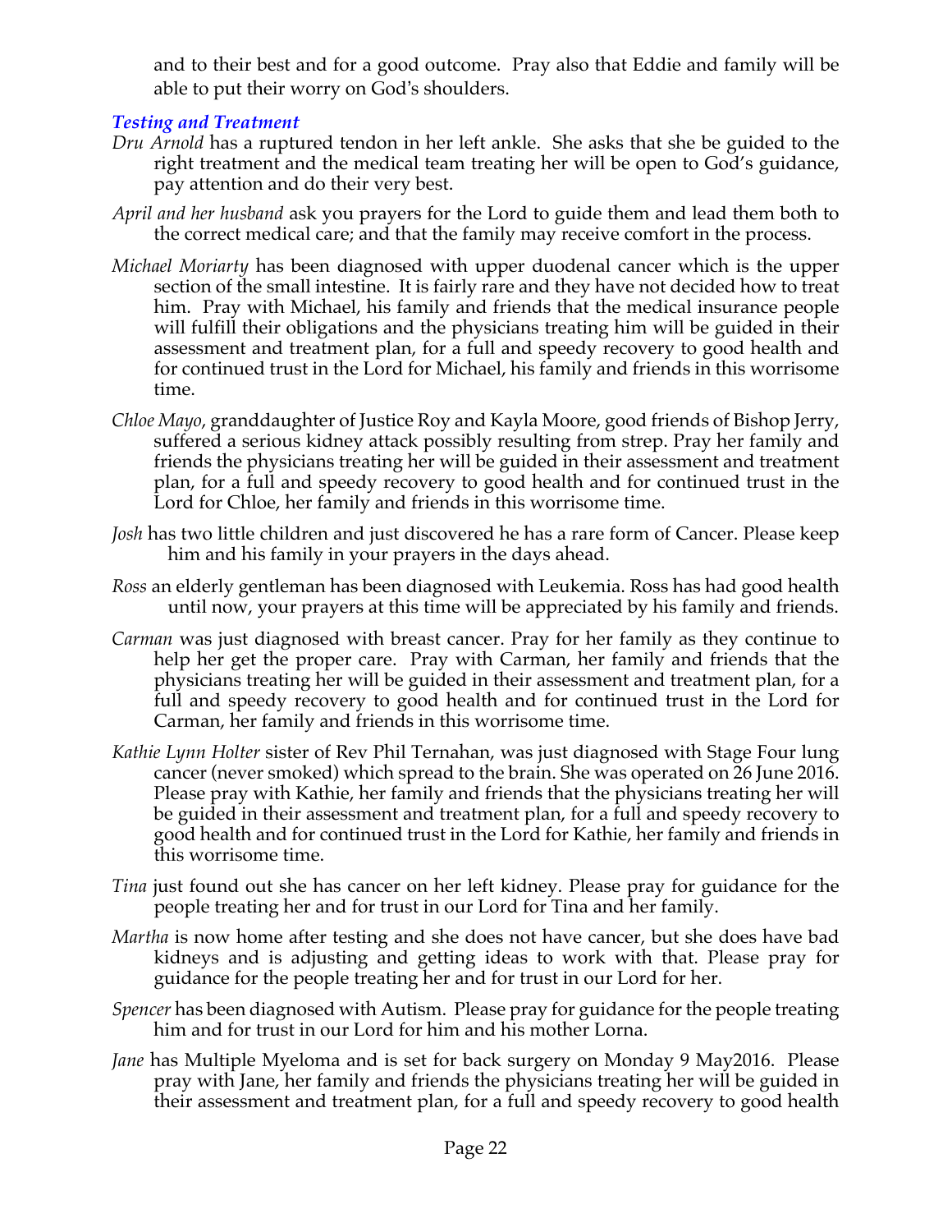and to their best and for a good outcome. Pray also that Eddie and family will be able to put their worry on God's shoulders.

### *Testing and Treatment*

*Dru Arnold* has a ruptured tendon in her left ankle. She asks that she be guided to the right treatment and the medical team treating her will be open to God's guidance, pay attention and do their very best.

*April and her husband* ask you prayers for the Lord to guide them and lead them both to the correct medical care; and that the family may receive comfort in the process.

*Michael Moriarty* has been diagnosed with upper duodenal cancer which is the upper section of the small intestine. It is fairly rare and they have not decided how to treat him. Pray with Michael, his family and friends that the medical insurance people will fulfill their obligations and the physicians treating him will be guided in their assessment and treatment plan, for a full and speedy recovery to good health and for continued trust in the Lord for Michael, his family and friends in this worrisome time.

*Chloe Mayo*, granddaughter of Justice Roy and Kayla Moore, good friends of Bishop Jerry, suffered a serious kidney attack possibly resulting from strep. Pray her family and friends the physicians treating her will be guided in their assessment and treatment plan, for a full and speedy recovery to good health and for continued trust in the Lord for Chloe, her family and friends in this worrisome time.

*Josh* has two little children and just discovered he has a rare form of Cancer. Please keep him and his family in your prayers in the days ahead.

*Ross* an elderly gentleman has been diagnosed with Leukemia. Ross has had good health until now, your prayers at this time will be appreciated by his family and friends.

*Carman* was just diagnosed with breast cancer. Pray for her family as they continue to help her get the proper care. Pray with Carman, her family and friends that the physicians treating her will be guided in their assessment and treatment plan, for a full and speedy recovery to good health and for continued trust in the Lord for Carman, her family and friends in this worrisome time.

*Kathie Lynn Holter* sister of Rev Phil Ternahan, was just diagnosed with Stage Four lung cancer (never smoked) which spread to the brain. She was operated on 26 June 2016. Please pray with Kathie, her family and friends that the physicians treating her will be guided in their assessment and treatment plan, for a full and speedy recovery to good health and for continued trust in the Lord for Kathie, her family and friends in this worrisome time.

*Tina* just found out she has cancer on her left kidney. Please pray for guidance for the people treating her and for trust in our Lord for Tina and her family.

*Martha* is now home after testing and she does not have cancer, but she does have bad kidneys and is adjusting and getting ideas to work with that. Please pray for guidance for the people treating her and for trust in our Lord for her.

*Spencer* has been diagnosed with Autism. Please pray for guidance for the people treating him and for trust in our Lord for him and his mother Lorna.

*Jane* has Multiple Myeloma and is set for back surgery on Monday 9 May2016. Please pray with Jane, her family and friends the physicians treating her will be guided in their assessment and treatment plan, for a full and speedy recovery to good health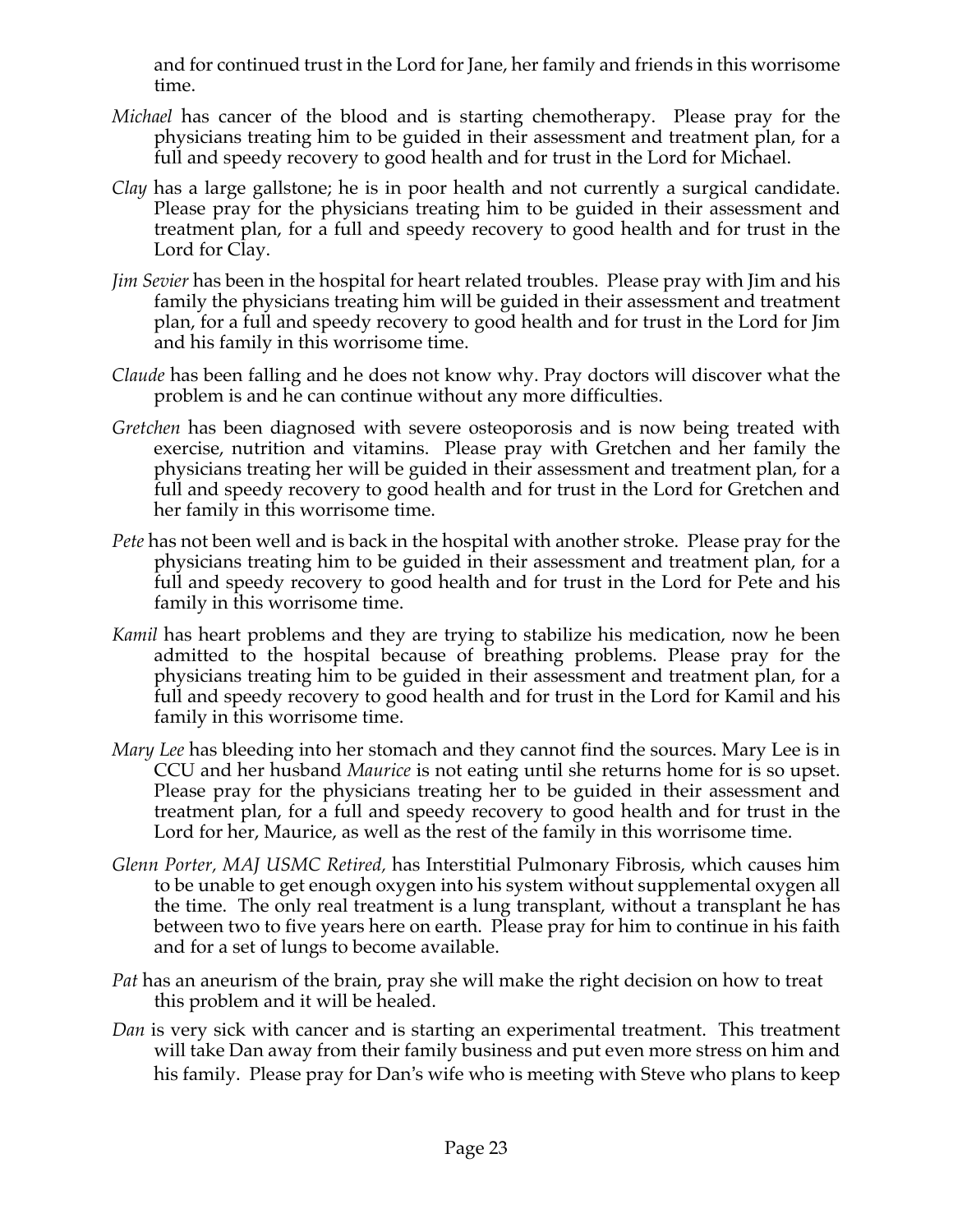and for continued trust in the Lord for Jane, her family and friends in this worrisome time.

*Michael* has cancer of the blood and is starting chemotherapy. Please pray for the physicians treating him to be guided in their assessment and treatment plan, for a full and speedy recovery to good health and for trust in the Lord for Michael.

*Clay* has a large gallstone; he is in poor health and not currently a surgical candidate. Please pray for the physicians treating him to be guided in their assessment and treatment plan, for a full and speedy recovery to good health and for trust in the Lord for Clay.

*Jim Sevier* has been in the hospital for heart related troubles. Please pray with Jim and his family the physicians treating him will be guided in their assessment and treatment plan, for a full and speedy recovery to good health and for trust in the Lord for Jim and his family in this worrisome time.

*Claude* has been falling and he does not know why. Pray doctors will discover what the problem is and he can continue without any more difficulties.

*Gretchen* has been diagnosed with severe osteoporosis and is now being treated with exercise, nutrition and vitamins. Please pray with Gretchen and her family the physicians treating her will be guided in their assessment and treatment plan, for a full and speedy recovery to good health and for trust in the Lord for Gretchen and her family in this worrisome time.

*Pete* has not been well and is back in the hospital with another stroke. Please pray for the physicians treating him to be guided in their assessment and treatment plan, for a full and speedy recovery to good health and for trust in the Lord for Pete and his family in this worrisome time.

*Kamil* has heart problems and they are trying to stabilize his medication, now he been admitted to the hospital because of breathing problems. Please pray for the physicians treating him to be guided in their assessment and treatment plan, for a full and speedy recovery to good health and for trust in the Lord for Kamil and his family in this worrisome time.

*Mary Lee* has bleeding into her stomach and they cannot find the sources. Mary Lee is in CCU and her husband *Maurice* is not eating until she returns home for is so upset. Please pray for the physicians treating her to be guided in their assessment and treatment plan, for a full and speedy recovery to good health and for trust in the Lord for her, Maurice, as well as the rest of the family in this worrisome time.

*Glenn Porter, MAJ USMC Retired,* has Interstitial Pulmonary Fibrosis, which causes him to be unable to get enough oxygen into his system without supplemental oxygen all the time. The only real treatment is a lung transplant, without a transplant he has between two to five years here on earth. Please pray for him to continue in his faith and for a set of lungs to become available.

*Pat* has an aneurism of the brain, pray she will make the right decision on how to treat this problem and it will be healed.

*Dan* is very sick with cancer and is starting an experimental treatment. This treatment will take Dan away from their family business and put even more stress on him and his family. Please pray for Dan's wife who is meeting with Steve who plans to keep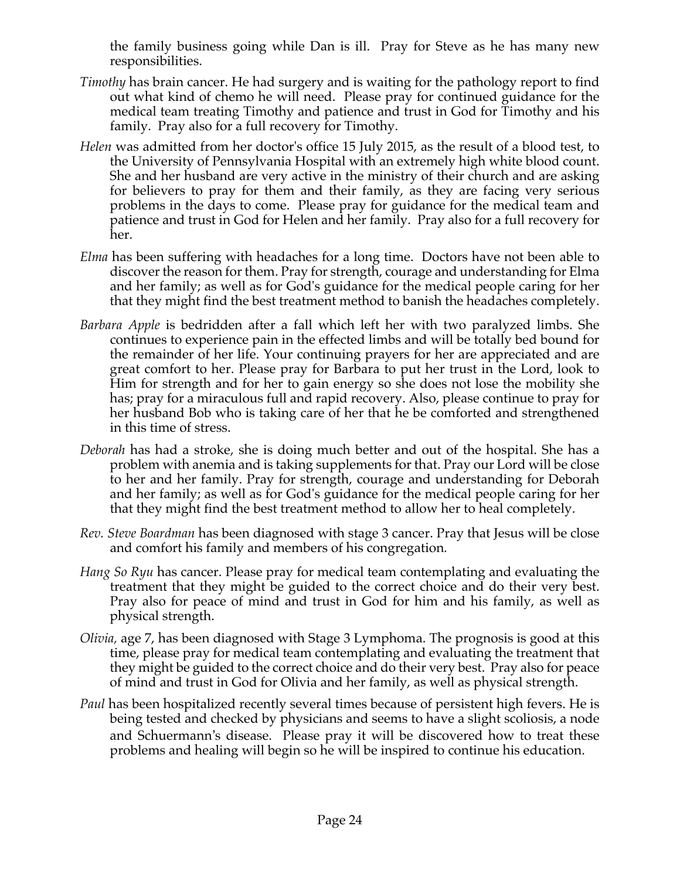the family business going while Dan is ill.  Pray for Steve as he has many new responsibilities.

*Timothy* has brain cancer. He had surgery and is waiting for the pathology report to find out what kind of chemo he will need.  Please pray for continued guidance for the medical team treating Timothy and patience and trust in God for Timothy and his family.  Pray also for a full recovery for Timothy.

*Helen* was admitted from her doctor's office 15 July 2015, as the result of a blood test, to the University of Pennsylvania Hospital with an extremely high white blood count. She and her husband are very active in the ministry of their church and are asking for believers to pray for them and their family, as they are facing very serious problems in the days to come.  Please pray for guidance for the medical team and patience and trust in God for Helen and her family.  Pray also for a full recovery for her.

*Elma* has been suffering with headaches for a long time.  Doctors have not been able to discover the reason for them. Pray for strength, courage and understanding for Elma and her family; as well as for God's guidance for the medical people caring for her that they might find the best treatment method to banish the headaches completely.

*Barbara Apple* is bedridden after a fall which left her with two paralyzed limbs. She continues to experience pain in the effected limbs and will be totally bed bound for the remainder of her life. Your continuing prayers for her are appreciated and are great comfort to her. Please pray for Barbara to put her trust in the Lord, look to Him for strength and for her to gain energy so she does not lose the mobility she has; pray for a miraculous full and rapid recovery. Also, please continue to pray for her husband Bob who is taking care of her that he be comforted and strengthened in this time of stress.

*Deborah* has had a stroke, she is doing much better and out of the hospital. She has a problem with anemia and is taking supplements for that. Pray our Lord will be close to her and her family. Pray for strength, courage and understanding for Deborah and her family; as well as for God's guidance for the medical people caring for her that they might find the best treatment method to allow her to heal completely.

*Rev. Steve Boardman* has been diagnosed with stage 3 cancer. Pray that Jesus will be close and comfort his family and members of his congregation.

*Hang So Ryu* has cancer. Please pray for medical team contemplating and evaluating the treatment that they might be guided to the correct choice and do their very best. Pray also for peace of mind and trust in God for him and his family, as well as physical strength.

*Olivia,* age 7, has been diagnosed with Stage 3 Lymphoma. The prognosis is good at this time, please pray for medical team contemplating and evaluating the treatment that they might be guided to the correct choice and do their very best.  Pray also for peace of mind and trust in God for Olivia and her family, as well as physical strength.

*Paul* has been hospitalized recently several times because of persistent high fevers. He is being tested and checked by physicians and seems to have a slight scoliosis, a node and Schuermann's disease.  Please pray it will be discovered how to treat these problems and healing will begin so he will be inspired to continue his education.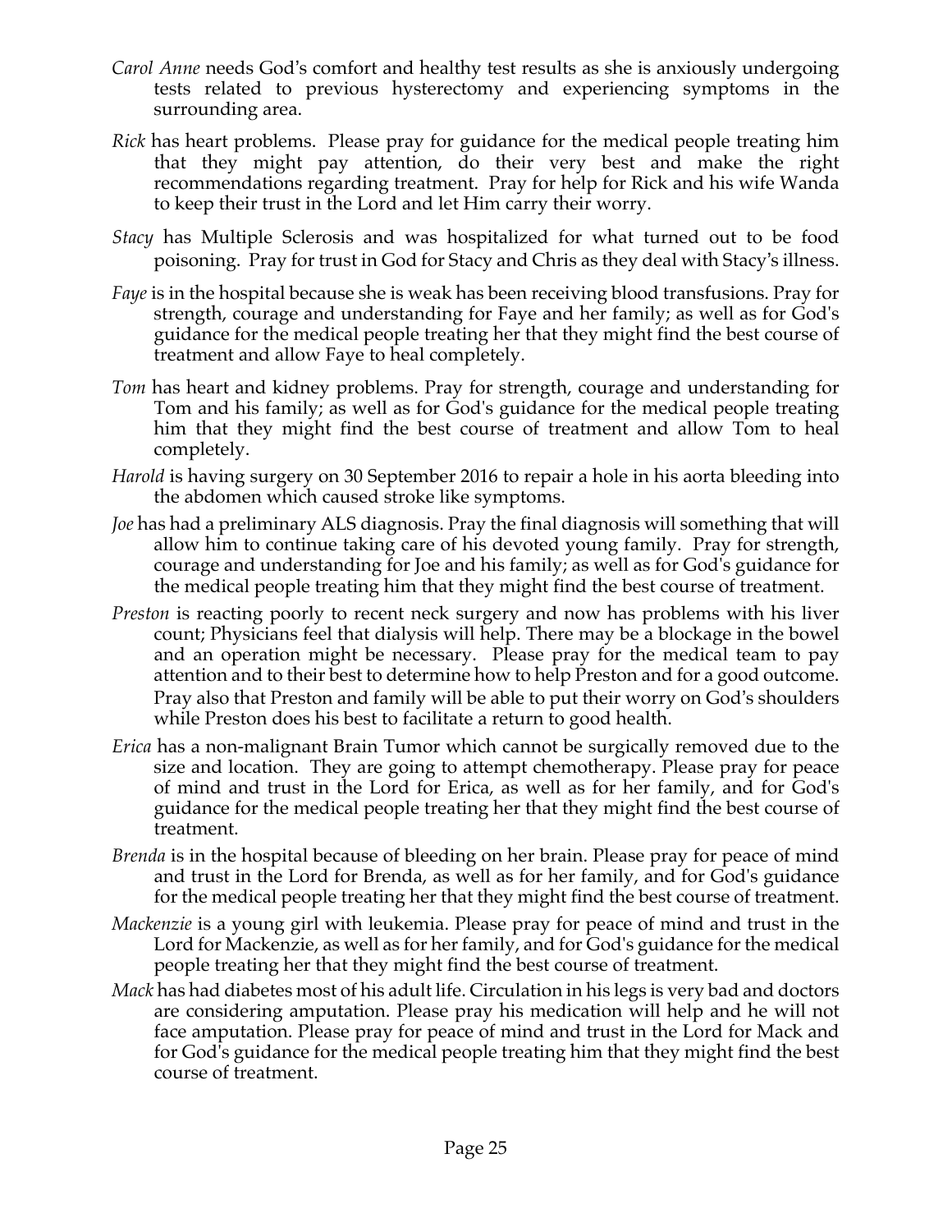*Carol Anne* needs God's comfort and healthy test results as she is anxiously undergoing tests related to previous hysterectomy and experiencing symptoms in the surrounding area.

*Rick* has heart problems. Please pray for guidance for the medical people treating him that they might pay attention, do their very best and make the right recommendations regarding treatment. Pray for help for Rick and his wife Wanda to keep their trust in the Lord and let Him carry their worry.

*Stacy* has Multiple Sclerosis and was hospitalized for what turned out to be food poisoning. Pray for trust in God for Stacy and Chris as they deal with Stacy's illness.

*Faye* is in the hospital because she is weak has been receiving blood transfusions. Pray for strength, courage and understanding for Faye and her family; as well as for God's guidance for the medical people treating her that they might find the best course of treatment and allow Faye to heal completely.

*Tom* has heart and kidney problems. Pray for strength, courage and understanding for Tom and his family; as well as for God's guidance for the medical people treating him that they might find the best course of treatment and allow Tom to heal completely.

*Harold* is having surgery on 30 September 2016 to repair a hole in his aorta bleeding into the abdomen which caused stroke like symptoms.

*Joe* has had a preliminary ALS diagnosis. Pray the final diagnosis will something that will allow him to continue taking care of his devoted young family. Pray for strength, courage and understanding for Joe and his family; as well as for God's guidance for the medical people treating him that they might find the best course of treatment.

*Preston* is reacting poorly to recent neck surgery and now has problems with his liver count; Physicians feel that dialysis will help. There may be a blockage in the bowel and an operation might be necessary. Please pray for the medical team to pay attention and to their best to determine how to help Preston and for a good outcome. Pray also that Preston and family will be able to put their worry on God's shoulders while Preston does his best to facilitate a return to good health.

*Erica* has a non-malignant Brain Tumor which cannot be surgically removed due to the size and location. They are going to attempt chemotherapy. Please pray for peace of mind and trust in the Lord for Erica, as well as for her family, and for God's guidance for the medical people treating her that they might find the best course of treatment.

*Brenda* is in the hospital because of bleeding on her brain. Please pray for peace of mind and trust in the Lord for Brenda, as well as for her family, and for God's guidance for the medical people treating her that they might find the best course of treatment.

*Mackenzie* is a young girl with leukemia. Please pray for peace of mind and trust in the Lord for Mackenzie, as well as for her family, and for God's guidance for the medical people treating her that they might find the best course of treatment.

*Mack* has had diabetes most of his adult life. Circulation in his legs is very bad and doctors are considering amputation. Please pray his medication will help and he will not face amputation. Please pray for peace of mind and trust in the Lord for Mack and for God's guidance for the medical people treating him that they might find the best course of treatment.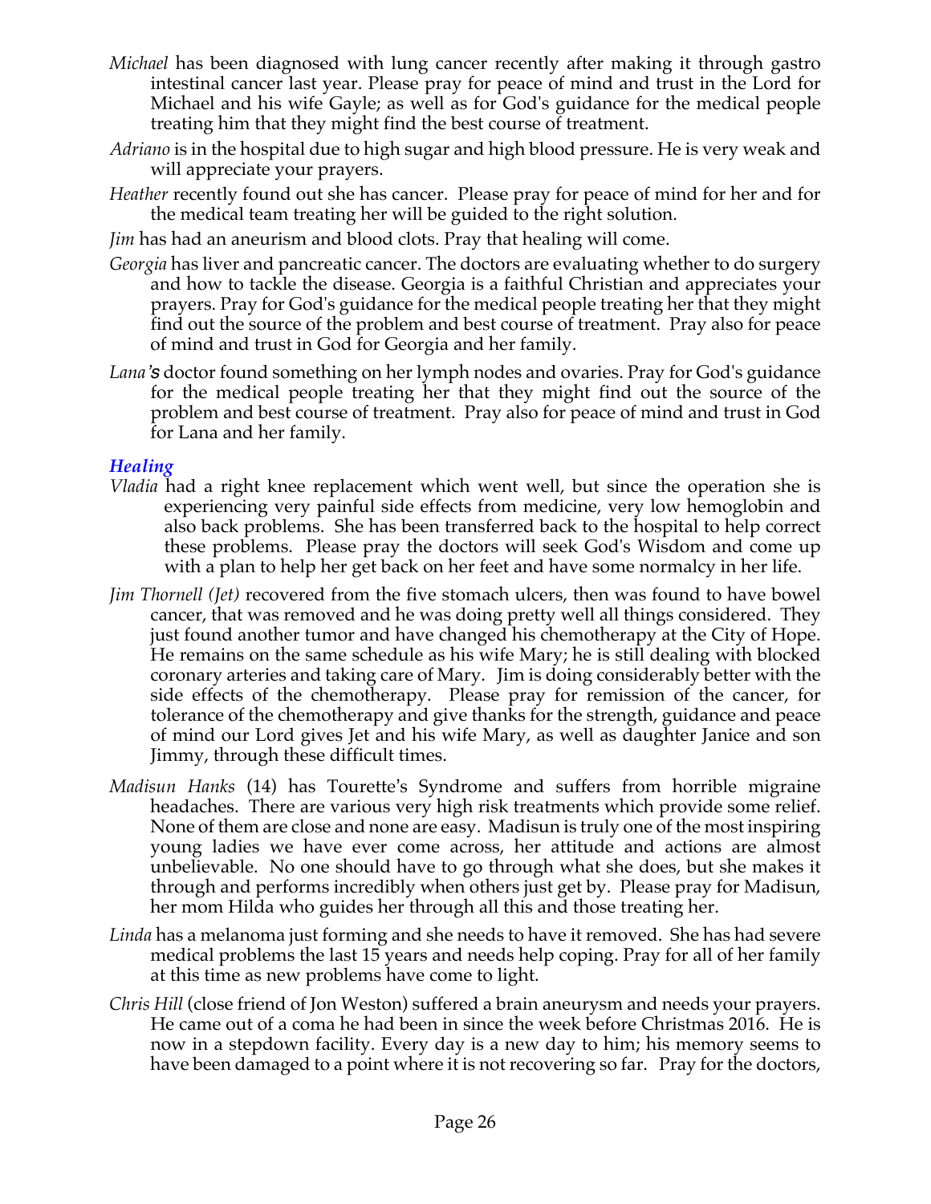*Michael* has been diagnosed with lung cancer recently after making it through gastro intestinal cancer last year. Please pray for peace of mind and trust in the Lord for Michael and his wife Gayle; as well as for God's guidance for the medical people treating him that they might find the best course of treatment.

*Adriano* is in the hospital due to high sugar and high blood pressure. He is very weak and will appreciate your prayers.

*Heather* recently found out she has cancer. Please pray for peace of mind for her and for the medical team treating her will be guided to the right solution.

*Jim* has had an aneurism and blood clots. Pray that healing will come.

*Georgia* has liver and pancreatic cancer. The doctors are evaluating whether to do surgery and how to tackle the disease. Georgia is a faithful Christian and appreciates your prayers. Pray for God's guidance for the medical people treating her that they might find out the source of the problem and best course of treatment. Pray also for peace of mind and trust in God for Georgia and her family.

*Lana's* doctor found something on her lymph nodes and ovaries. Pray for God's guidance for the medical people treating her that they might find out the source of the problem and best course of treatment. Pray also for peace of mind and trust in God for Lana and her family.

### *Healing*

*Vladia* had a right knee replacement which went well, but since the operation she is experiencing very painful side effects from medicine, very low hemoglobin and also back problems. She has been transferred back to the hospital to help correct these problems. Please pray the doctors will seek God's Wisdom and come up with a plan to help her get back on her feet and have some normalcy in her life.

*Jim Thornell (Jet)* recovered from the five stomach ulcers, then was found to have bowel cancer, that was removed and he was doing pretty well all things considered. They just found another tumor and have changed his chemotherapy at the City of Hope. He remains on the same schedule as his wife Mary; he is still dealing with blocked coronary arteries and taking care of Mary. Jim is doing considerably better with the side effects of the chemotherapy. Please pray for remission of the cancer, for tolerance of the chemotherapy and give thanks for the strength, guidance and peace of mind our Lord gives Jet and his wife Mary, as well as daughter Janice and son Jimmy, through these difficult times.

*Madisun Hanks* (14) has Tourette's Syndrome and suffers from horrible migraine headaches. There are various very high risk treatments which provide some relief. None of them are close and none are easy. Madisun is truly one of the most inspiring young ladies we have ever come across, her attitude and actions are almost unbelievable. No one should have to go through what she does, but she makes it through and performs incredibly when others just get by. Please pray for Madisun, her mom Hilda who guides her through all this and those treating her.

*Linda* has a melanoma just forming and she needs to have it removed. She has had severe medical problems the last 15 years and needs help coping. Pray for all of her family at this time as new problems have come to light.

*Chris Hill* (close friend of Jon Weston) suffered a brain aneurysm and needs your prayers. He came out of a coma he had been in since the week before Christmas 2016. He is now in a stepdown facility. Every day is a new day to him; his memory seems to have been damaged to a point where it is not recovering so far. Pray for the doctors,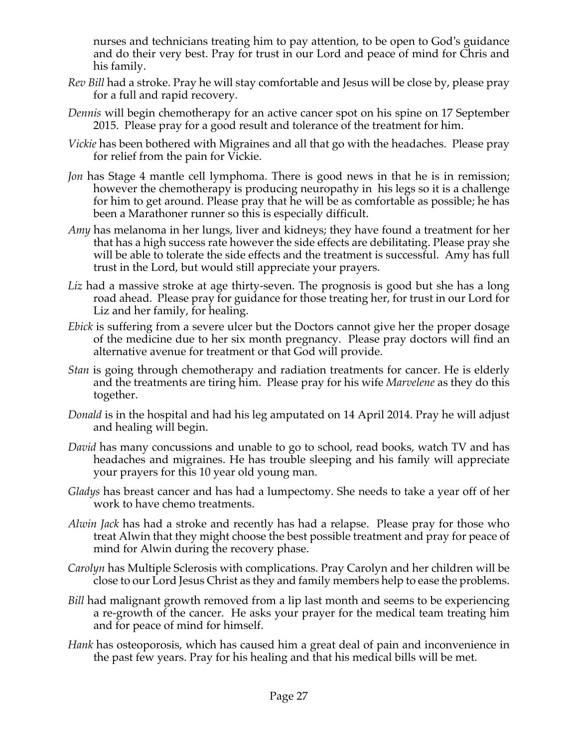nurses and technicians treating him to pay attention, to be open to God's guidance and do their very best. Pray for trust in our Lord and peace of mind for Chris and his family.

*Rev Bill* had a stroke. Pray he will stay comfortable and Jesus will be close by, please pray for a full and rapid recovery.

*Dennis* will begin chemotherapy for an active cancer spot on his spine on 17 September 2015. Please pray for a good result and tolerance of the treatment for him.

*Vickie* has been bothered with Migraines and all that go with the headaches. Please pray for relief from the pain for Vickie.

*Jon* has Stage 4 mantle cell lymphoma. There is good news in that he is in remission; however the chemotherapy is producing neuropathy in his legs so it is a challenge for him to get around. Please pray that he will be as comfortable as possible; he has been a Marathoner runner so this is especially difficult.

*Amy* has melanoma in her lungs, liver and kidneys; they have found a treatment for her that has a high success rate however the side effects are debilitating. Please pray she will be able to tolerate the side effects and the treatment is successful. Amy has full trust in the Lord, but would still appreciate your prayers.

*Liz* had a massive stroke at age thirty-seven. The prognosis is good but she has a long road ahead. Please pray for guidance for those treating her, for trust in our Lord for Liz and her family, for healing.

*Ebick* is suffering from a severe ulcer but the Doctors cannot give her the proper dosage of the medicine due to her six month pregnancy. Please pray doctors will find an alternative avenue for treatment or that God will provide.

*Stan* is going through chemotherapy and radiation treatments for cancer. He is elderly and the treatments are tiring him. Please pray for his wife *Marvelene* as they do this together.

*Donald* is in the hospital and had his leg amputated on 14 April 2014. Pray he will adjust and healing will begin.

*David* has many concussions and unable to go to school, read books, watch TV and has headaches and migraines. He has trouble sleeping and his family will appreciate your prayers for this 10 year old young man.

*Gladys* has breast cancer and has had a lumpectomy. She needs to take a year off of her work to have chemo treatments.

*Alwin Jack* has had a stroke and recently has had a relapse. Please pray for those who treat Alwin that they might choose the best possible treatment and pray for peace of mind for Alwin during the recovery phase.

*Carolyn* has Multiple Sclerosis with complications. Pray Carolyn and her children will be close to our Lord Jesus Christ as they and family members help to ease the problems.

*Bill* had malignant growth removed from a lip last month and seems to be experiencing a re-growth of the cancer. He asks your prayer for the medical team treating him and for peace of mind for himself.

*Hank* has osteoporosis, which has caused him a great deal of pain and inconvenience in the past few years. Pray for his healing and that his medical bills will be met.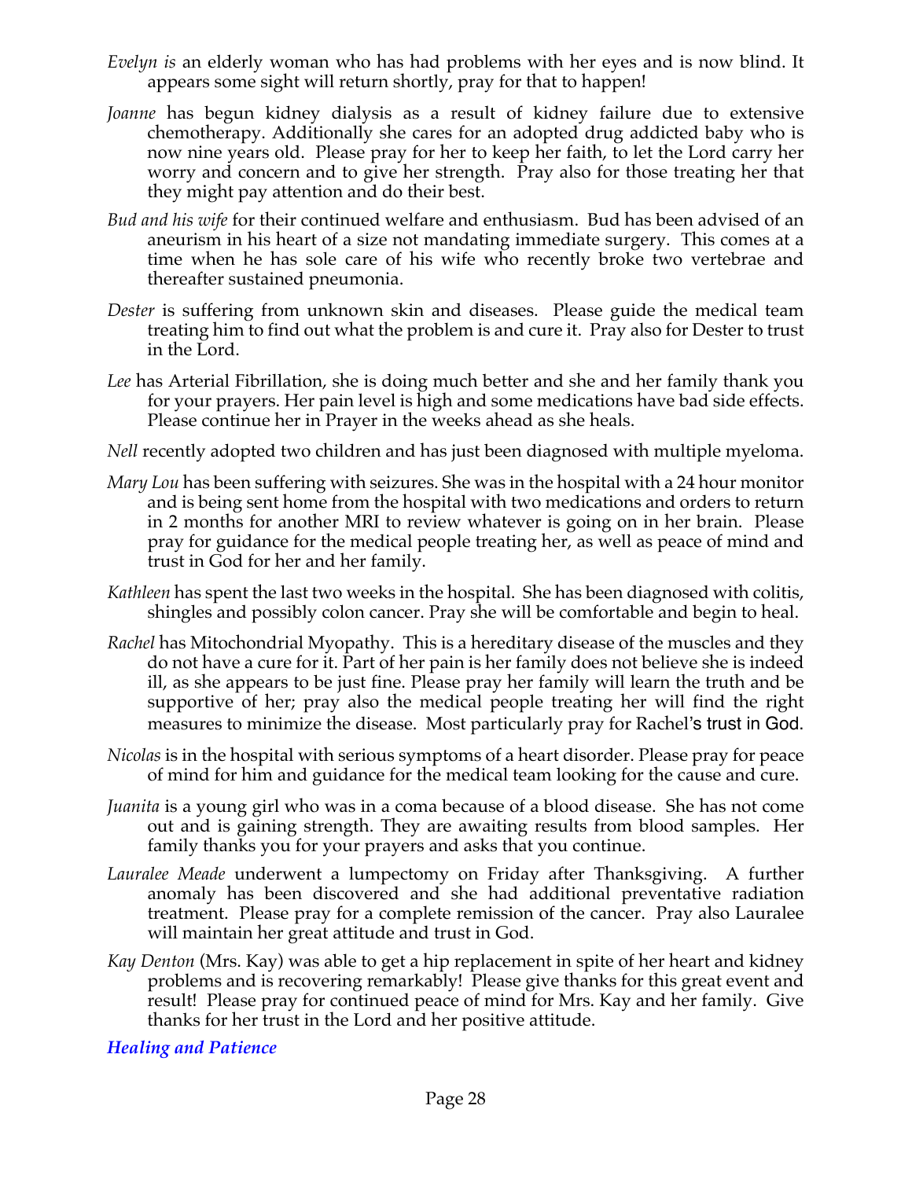*Evelyn is* an elderly woman who has had problems with her eyes and is now blind. It appears some sight will return shortly, pray for that to happen!

*Joanne* has begun kidney dialysis as a result of kidney failure due to extensive chemotherapy. Additionally she cares for an adopted drug addicted baby who is now nine years old. Please pray for her to keep her faith, to let the Lord carry her worry and concern and to give her strength. Pray also for those treating her that they might pay attention and do their best.

*Bud and his wife* for their continued welfare and enthusiasm. Bud has been advised of an aneurism in his heart of a size not mandating immediate surgery. This comes at a time when he has sole care of his wife who recently broke two vertebrae and thereafter sustained pneumonia.

*Dester* is suffering from unknown skin and diseases. Please guide the medical team treating him to find out what the problem is and cure it. Pray also for Dester to trust in the Lord.

*Lee* has Arterial Fibrillation, she is doing much better and she and her family thank you for your prayers. Her pain level is high and some medications have bad side effects. Please continue her in Prayer in the weeks ahead as she heals.

*Nell* recently adopted two children and has just been diagnosed with multiple myeloma.

*Mary Lou* has been suffering with seizures. She was in the hospital with a 24 hour monitor and is being sent home from the hospital with two medications and orders to return in 2 months for another MRI to review whatever is going on in her brain. Please pray for guidance for the medical people treating her, as well as peace of mind and trust in God for her and her family.

*Kathleen* has spent the last two weeks in the hospital. She has been diagnosed with colitis, shingles and possibly colon cancer. Pray she will be comfortable and begin to heal.

*Rachel* has Mitochondrial Myopathy. This is a hereditary disease of the muscles and they do not have a cure for it. Part of her pain is her family does not believe she is indeed ill, as she appears to be just fine. Please pray her family will learn the truth and be supportive of her; pray also the medical people treating her will find the right measures to minimize the disease. Most particularly pray for Rachel's trust in God.

*Nicolas* is in the hospital with serious symptoms of a heart disorder. Please pray for peace of mind for him and guidance for the medical team looking for the cause and cure.

*Juanita* is a young girl who was in a coma because of a blood disease. She has not come out and is gaining strength. They are awaiting results from blood samples. Her family thanks you for your prayers and asks that you continue.

*Lauralee Meade* underwent a lumpectomy on Friday after Thanksgiving. A further anomaly has been discovered and she had additional preventative radiation treatment. Please pray for a complete remission of the cancer. Pray also Lauralee will maintain her great attitude and trust in God.

*Kay Denton* (Mrs. Kay) was able to get a hip replacement in spite of her heart and kidney problems and is recovering remarkably! Please give thanks for this great event and result! Please pray for continued peace of mind for Mrs. Kay and her family. Give thanks for her trust in the Lord and her positive attitude.

### *Healing and Patience*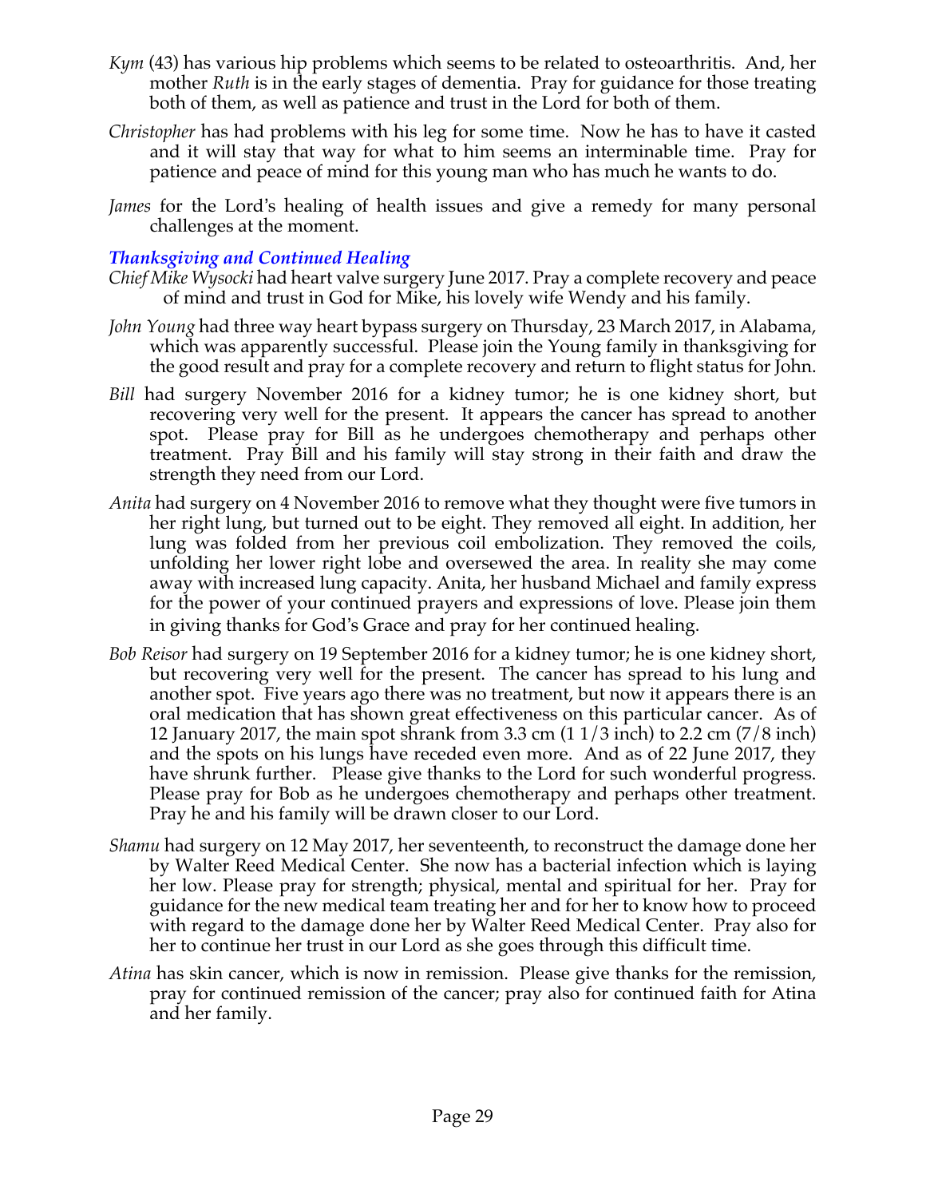*Kym* (43) has various hip problems which seems to be related to osteoarthritis. And, her mother *Ruth* is in the early stages of dementia. Pray for guidance for those treating both of them, as well as patience and trust in the Lord for both of them.

*Christopher* has had problems with his leg for some time. Now he has to have it casted and it will stay that way for what to him seems an interminable time. Pray for patience and peace of mind for this young man who has much he wants to do.

*James* for the Lord's healing of health issues and give a remedy for many personal challenges at the moment.

### *Thanksgiving and Continued Healing*

*Chief Mike Wysocki* had heart valve surgery June 2017. Pray a complete recovery and peace of mind and trust in God for Mike, his lovely wife Wendy and his family.

*John Young* had three way heart bypass surgery on Thursday, 23 March 2017, in Alabama, which was apparently successful. Please join the Young family in thanksgiving for the good result and pray for a complete recovery and return to flight status for John.

*Bill* had surgery November 2016 for a kidney tumor; he is one kidney short, but recovering very well for the present. It appears the cancer has spread to another spot. Please pray for Bill as he undergoes chemotherapy and perhaps other treatment. Pray Bill and his family will stay strong in their faith and draw the strength they need from our Lord.

*Anita* had surgery on 4 November 2016 to remove what they thought were five tumors in her right lung, but turned out to be eight. They removed all eight. In addition, her lung was folded from her previous coil embolization. They removed the coils, unfolding her lower right lobe and oversewed the area. In reality she may come away with increased lung capacity. Anita, her husband Michael and family express for the power of your continued prayers and expressions of love. Please join them in giving thanks for God's Grace and pray for her continued healing.

*Bob Reisor* had surgery on 19 September 2016 for a kidney tumor; he is one kidney short, but recovering very well for the present. The cancer has spread to his lung and another spot. Five years ago there was no treatment, but now it appears there is an oral medication that has shown great effectiveness on this particular cancer. As of 12 January 2017, the main spot shrank from 3.3 cm (1 1/3 inch) to 2.2 cm (7/8 inch) and the spots on his lungs have receded even more. And as of 22 June 2017, they have shrunk further. Please give thanks to the Lord for such wonderful progress. Please pray for Bob as he undergoes chemotherapy and perhaps other treatment. Pray he and his family will be drawn closer to our Lord.

*Shamu* had surgery on 12 May 2017, her seventeenth, to reconstruct the damage done her by Walter Reed Medical Center. She now has a bacterial infection which is laying her low. Please pray for strength; physical, mental and spiritual for her. Pray for guidance for the new medical team treating her and for her to know how to proceed with regard to the damage done her by Walter Reed Medical Center. Pray also for her to continue her trust in our Lord as she goes through this difficult time.

*Atina* has skin cancer, which is now in remission. Please give thanks for the remission, pray for continued remission of the cancer; pray also for continued faith for Atina and her family.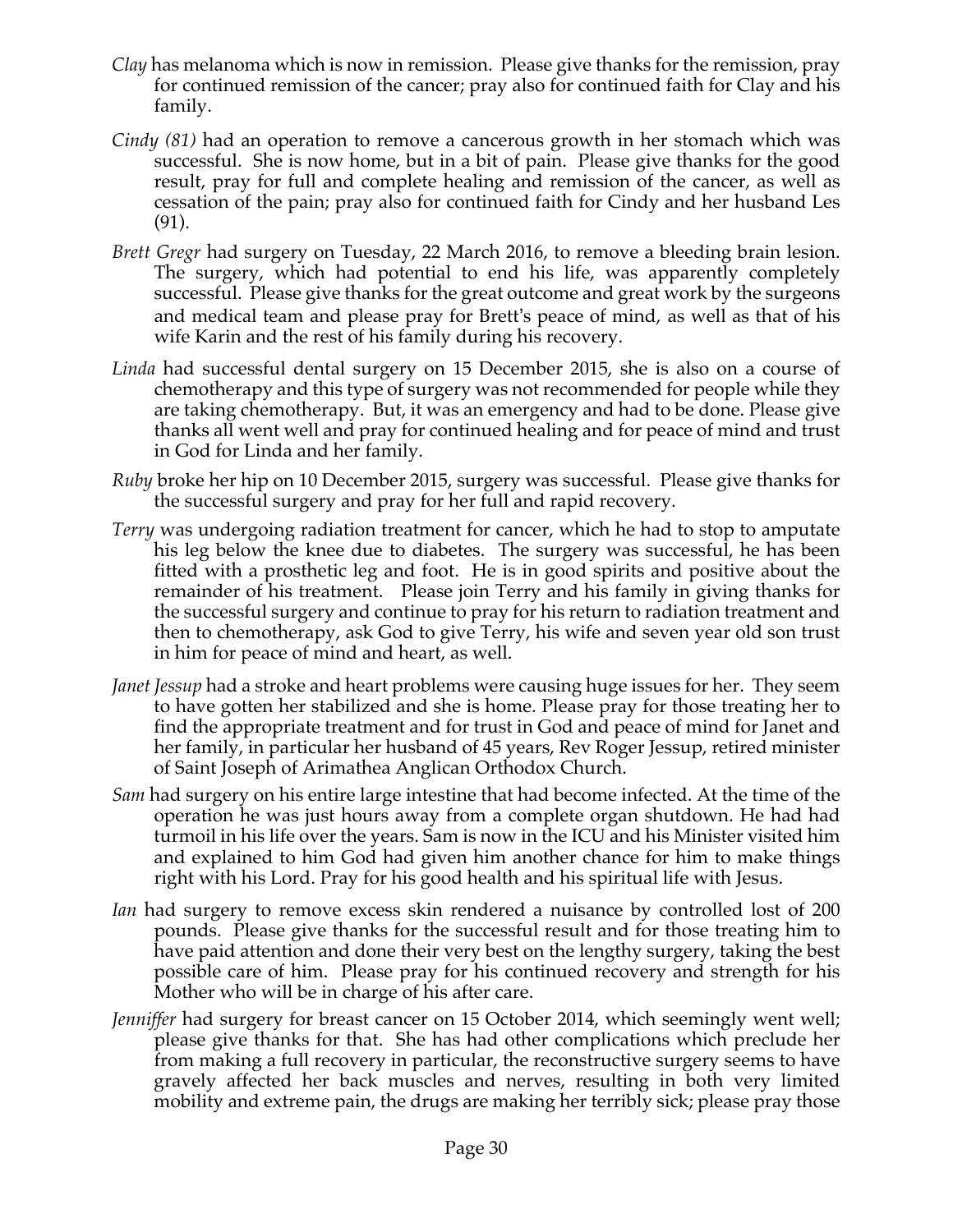*Clay* has melanoma which is now in remission. Please give thanks for the remission, pray for continued remission of the cancer; pray also for continued faith for Clay and his family.

*Cindy (81)* had an operation to remove a cancerous growth in her stomach which was successful. She is now home, but in a bit of pain. Please give thanks for the good result, pray for full and complete healing and remission of the cancer, as well as cessation of the pain; pray also for continued faith for Cindy and her husband Les (91).

*Brett Gregr* had surgery on Tuesday, 22 March 2016, to remove a bleeding brain lesion. The surgery, which had potential to end his life, was apparently completely successful. Please give thanks for the great outcome and great work by the surgeons and medical team and please pray for Brett's peace of mind, as well as that of his wife Karin and the rest of his family during his recovery.

*Linda* had successful dental surgery on 15 December 2015, she is also on a course of chemotherapy and this type of surgery was not recommended for people while they are taking chemotherapy. But, it was an emergency and had to be done. Please give thanks all went well and pray for continued healing and for peace of mind and trust in God for Linda and her family.

*Ruby* broke her hip on 10 December 2015, surgery was successful. Please give thanks for the successful surgery and pray for her full and rapid recovery.

*Terry* was undergoing radiation treatment for cancer, which he had to stop to amputate his leg below the knee due to diabetes. The surgery was successful, he has been fitted with a prosthetic leg and foot. He is in good spirits and positive about the remainder of his treatment. Please join Terry and his family in giving thanks for the successful surgery and continue to pray for his return to radiation treatment and then to chemotherapy, ask God to give Terry, his wife and seven year old son trust in him for peace of mind and heart, as well.

*Janet Jessup* had a stroke and heart problems were causing huge issues for her. They seem to have gotten her stabilized and she is home. Please pray for those treating her to find the appropriate treatment and for trust in God and peace of mind for Janet and her family, in particular her husband of 45 years, Rev Roger Jessup, retired minister of Saint Joseph of Arimathea Anglican Orthodox Church.

*Sam* had surgery on his entire large intestine that had become infected. At the time of the operation he was just hours away from a complete organ shutdown. He had had turmoil in his life over the years. Sam is now in the ICU and his Minister visited him and explained to him God had given him another chance for him to make things right with his Lord. Pray for his good health and his spiritual life with Jesus.

*Ian* had surgery to remove excess skin rendered a nuisance by controlled lost of 200 pounds. Please give thanks for the successful result and for those treating him to have paid attention and done their very best on the lengthy surgery, taking the best possible care of him. Please pray for his continued recovery and strength for his Mother who will be in charge of his after care.

*Jenniffer* had surgery for breast cancer on 15 October 2014, which seemingly went well; please give thanks for that. She has had other complications which preclude her from making a full recovery in particular, the reconstructive surgery seems to have gravely affected her back muscles and nerves, resulting in both very limited mobility and extreme pain, the drugs are making her terribly sick; please pray those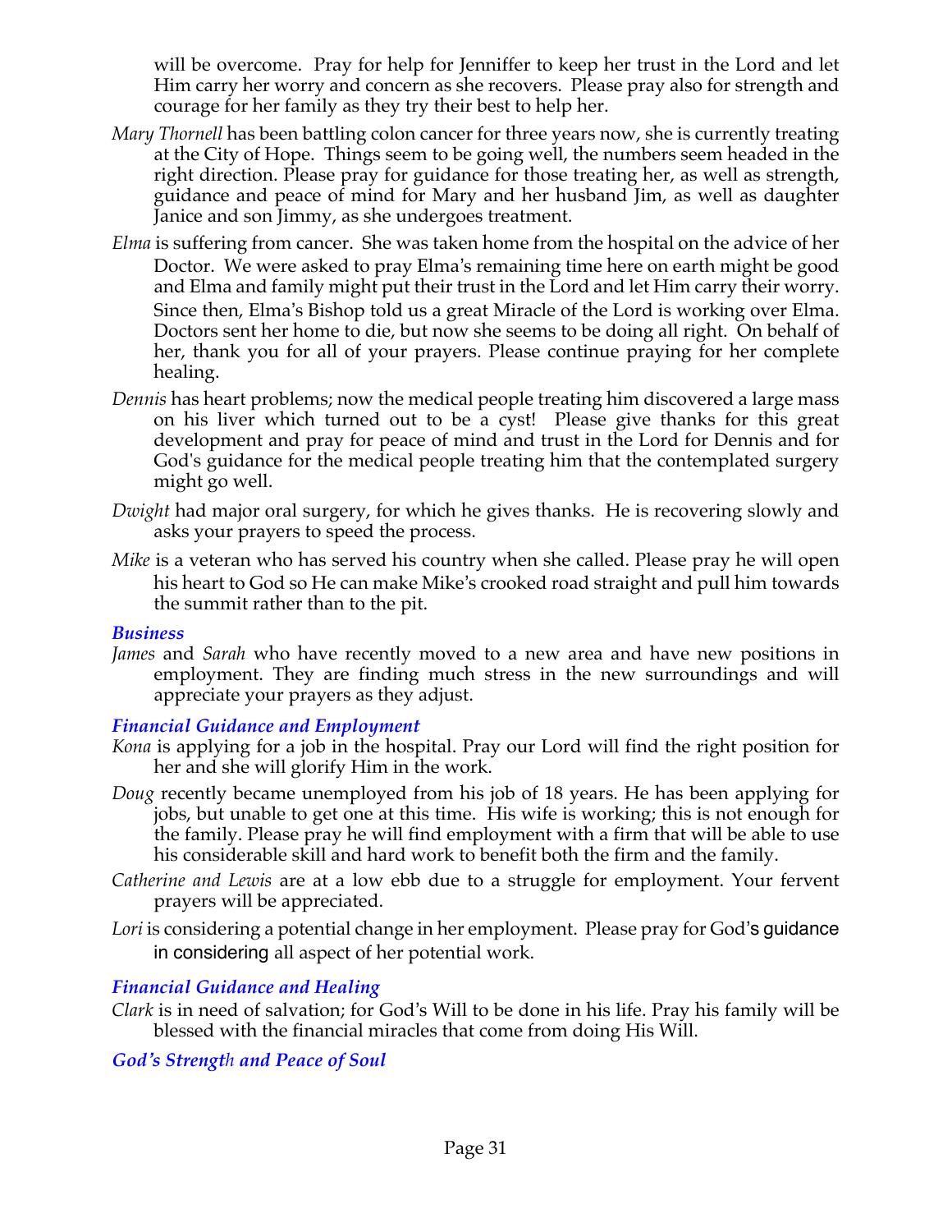will be overcome. Pray for help for Jenniffer to keep her trust in the Lord and let Him carry her worry and concern as she recovers. Please pray also for strength and courage for her family as they try their best to help her.

*Mary Thornell* has been battling colon cancer for three years now, she is currently treating at the City of Hope. Things seem to be going well, the numbers seem headed in the right direction. Please pray for guidance for those treating her, as well as strength, guidance and peace of mind for Mary and her husband Jim, as well as daughter Janice and son Jimmy, as she undergoes treatment.

*Elma* is suffering from cancer. She was taken home from the hospital on the advice of her Doctor. We were asked to pray Elma's remaining time here on earth might be good and Elma and family might put their trust in the Lord and let Him carry their worry. Since then, Elma's Bishop told us a great Miracle of the Lord is working over Elma. Doctors sent her home to die, but now she seems to be doing all right. On behalf of her, thank you for all of your prayers. Please continue praying for her complete healing.

*Dennis* has heart problems; now the medical people treating him discovered a large mass on his liver which turned out to be a cyst! Please give thanks for this great development and pray for peace of mind and trust in the Lord for Dennis and for God's guidance for the medical people treating him that the contemplated surgery might go well.

*Dwight* had major oral surgery, for which he gives thanks. He is recovering slowly and asks your prayers to speed the process.

*Mike* is a veteran who has served his country when she called. Please pray he will open his heart to God so He can make Mike's crooked road straight and pull him towards the summit rather than to the pit.

### *Business*

*James* and *Sarah* who have recently moved to a new area and have new positions in employment. They are finding much stress in the new surroundings and will appreciate your prayers as they adjust.

### *Financial Guidance and Employment*

*Kona* is applying for a job in the hospital. Pray our Lord will find the right position for her and she will glorify Him in the work.

*Doug* recently became unemployed from his job of 18 years. He has been applying for jobs, but unable to get one at this time. His wife is working; this is not enough for the family. Please pray he will find employment with a firm that will be able to use his considerable skill and hard work to benefit both the firm and the family.

*Catherine and Lewis* are at a low ebb due to a struggle for employment. Your fervent prayers will be appreciated.

*Lori* is considering a potential change in her employment. Please pray for God's guidance in considering all aspect of her potential work.

### *Financial Guidance and Healing*

*Clark* is in need of salvation; for God's Will to be done in his life. Pray his family will be blessed with the financial miracles that come from doing His Will.

### *God's Strength and Peace of Soul*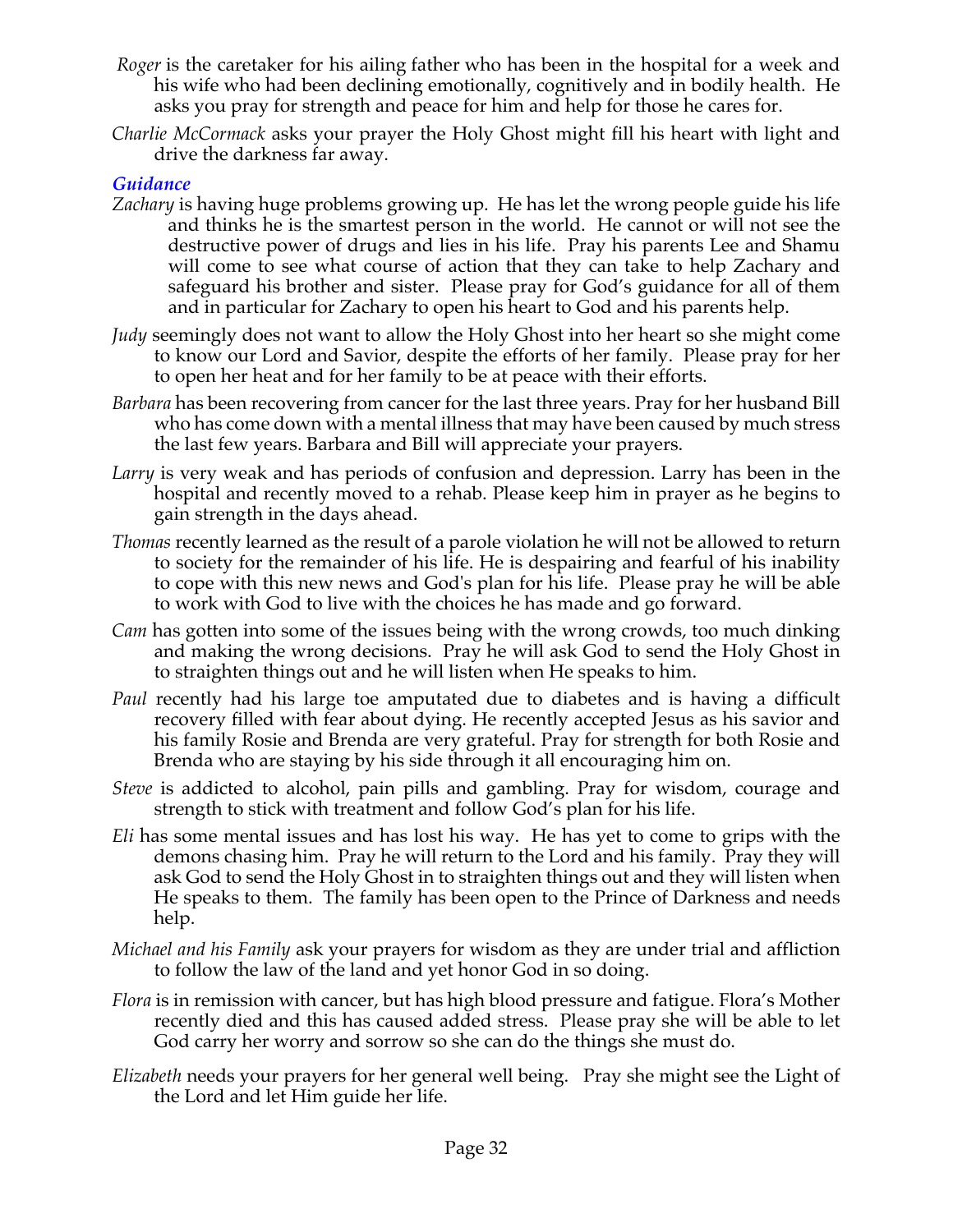*Roger* is the caretaker for his ailing father who has been in the hospital for a week and his wife who had been declining emotionally, cognitively and in bodily health. He asks you pray for strength and peace for him and help for those he cares for.

*Charlie McCormack* asks your prayer the Holy Ghost might fill his heart with light and drive the darkness far away.

### *Guidance*

*Zachary* is having huge problems growing up. He has let the wrong people guide his life and thinks he is the smartest person in the world. He cannot or will not see the destructive power of drugs and lies in his life. Pray his parents Lee and Shamu will come to see what course of action that they can take to help Zachary and safeguard his brother and sister. Please pray for God's guidance for all of them and in particular for Zachary to open his heart to God and his parents help.

*Judy* seemingly does not want to allow the Holy Ghost into her heart so she might come to know our Lord and Savior, despite the efforts of her family. Please pray for her to open her heat and for her family to be at peace with their efforts.

*Barbara* has been recovering from cancer for the last three years. Pray for her husband Bill who has come down with a mental illness that may have been caused by much stress the last few years. Barbara and Bill will appreciate your prayers.

*Larry* is very weak and has periods of confusion and depression. Larry has been in the hospital and recently moved to a rehab. Please keep him in prayer as he begins to gain strength in the days ahead.

*Thomas* recently learned as the result of a parole violation he will not be allowed to return to society for the remainder of his life. He is despairing and fearful of his inability to cope with this new news and God's plan for his life. Please pray he will be able to work with God to live with the choices he has made and go forward.

*Cam* has gotten into some of the issues being with the wrong crowds, too much dinking and making the wrong decisions. Pray he will ask God to send the Holy Ghost in to straighten things out and he will listen when He speaks to him.

*Paul* recently had his large toe amputated due to diabetes and is having a difficult recovery filled with fear about dying. He recently accepted Jesus as his savior and his family Rosie and Brenda are very grateful. Pray for strength for both Rosie and Brenda who are staying by his side through it all encouraging him on.

*Steve* is addicted to alcohol, pain pills and gambling. Pray for wisdom, courage and strength to stick with treatment and follow God's plan for his life.

*Eli* has some mental issues and has lost his way. He has yet to come to grips with the demons chasing him. Pray he will return to the Lord and his family. Pray they will ask God to send the Holy Ghost in to straighten things out and they will listen when He speaks to them. The family has been open to the Prince of Darkness and needs help.

*Michael and his Family* ask your prayers for wisdom as they are under trial and affliction to follow the law of the land and yet honor God in so doing.

*Flora* is in remission with cancer, but has high blood pressure and fatigue. Flora's Mother recently died and this has caused added stress. Please pray she will be able to let God carry her worry and sorrow so she can do the things she must do.

*Elizabeth* needs your prayers for her general well being. Pray she might see the Light of the Lord and let Him guide her life.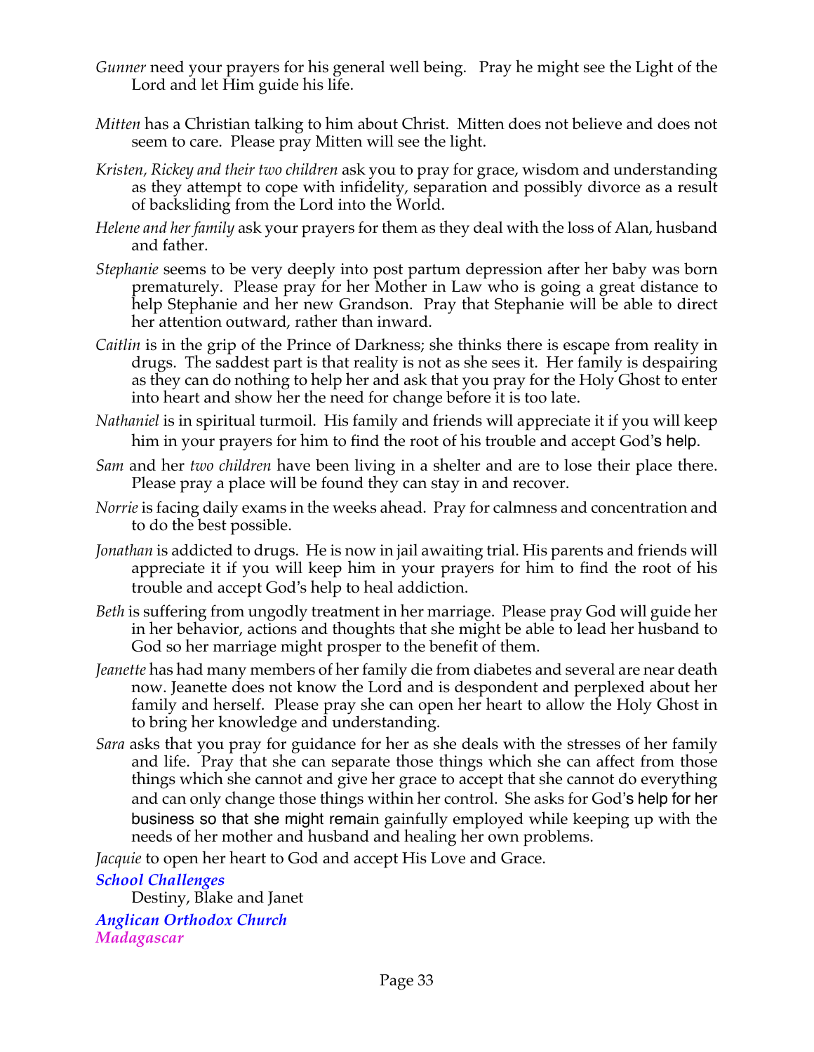*Gunner* need your prayers for his general well being. Pray he might see the Light of the Lord and let Him guide his life.

*Mitten* has a Christian talking to him about Christ. Mitten does not believe and does not seem to care. Please pray Mitten will see the light.

*Kristen, Rickey and their two children* ask you to pray for grace, wisdom and understanding as they attempt to cope with infidelity, separation and possibly divorce as a result of backsliding from the Lord into the World.

*Helene and her family* ask your prayers for them as they deal with the loss of Alan, husband and father.

*Stephanie* seems to be very deeply into post partum depression after her baby was born prematurely. Please pray for her Mother in Law who is going a great distance to help Stephanie and her new Grandson. Pray that Stephanie will be able to direct her attention outward, rather than inward.

*Caitlin* is in the grip of the Prince of Darkness; she thinks there is escape from reality in drugs. The saddest part is that reality is not as she sees it. Her family is despairing as they can do nothing to help her and ask that you pray for the Holy Ghost to enter into heart and show her the need for change before it is too late.

*Nathaniel* is in spiritual turmoil. His family and friends will appreciate it if you will keep him in your prayers for him to find the root of his trouble and accept God's help.

*Sam* and her *two children* have been living in a shelter and are to lose their place there. Please pray a place will be found they can stay in and recover.

*Norrie* is facing daily exams in the weeks ahead. Pray for calmness and concentration and to do the best possible.

*Jonathan* is addicted to drugs. He is now in jail awaiting trial. His parents and friends will appreciate it if you will keep him in your prayers for him to find the root of his trouble and accept God's help to heal addiction.

*Beth* is suffering from ungodly treatment in her marriage. Please pray God will guide her in her behavior, actions and thoughts that she might be able to lead her husband to God so her marriage might prosper to the benefit of them.

*Jeanette* has had many members of her family die from diabetes and several are near death now. Jeanette does not know the Lord and is despondent and perplexed about her family and herself. Please pray she can open her heart to allow the Holy Ghost in to bring her knowledge and understanding.

*Sara* asks that you pray for guidance for her as she deals with the stresses of her family and life. Pray that she can separate those things which she can affect from those things which she cannot and give her grace to accept that she cannot do everything and can only change those things within her control. She asks for God's help for her business so that she might remain gainfully employed while keeping up with the needs of her mother and husband and healing her own problems.

*Jacquie* to open her heart to God and accept His Love and Grace.

***School Challenges***

Destiny, Blake and Janet

***Anglican Orthodox Church***

***Madagascar***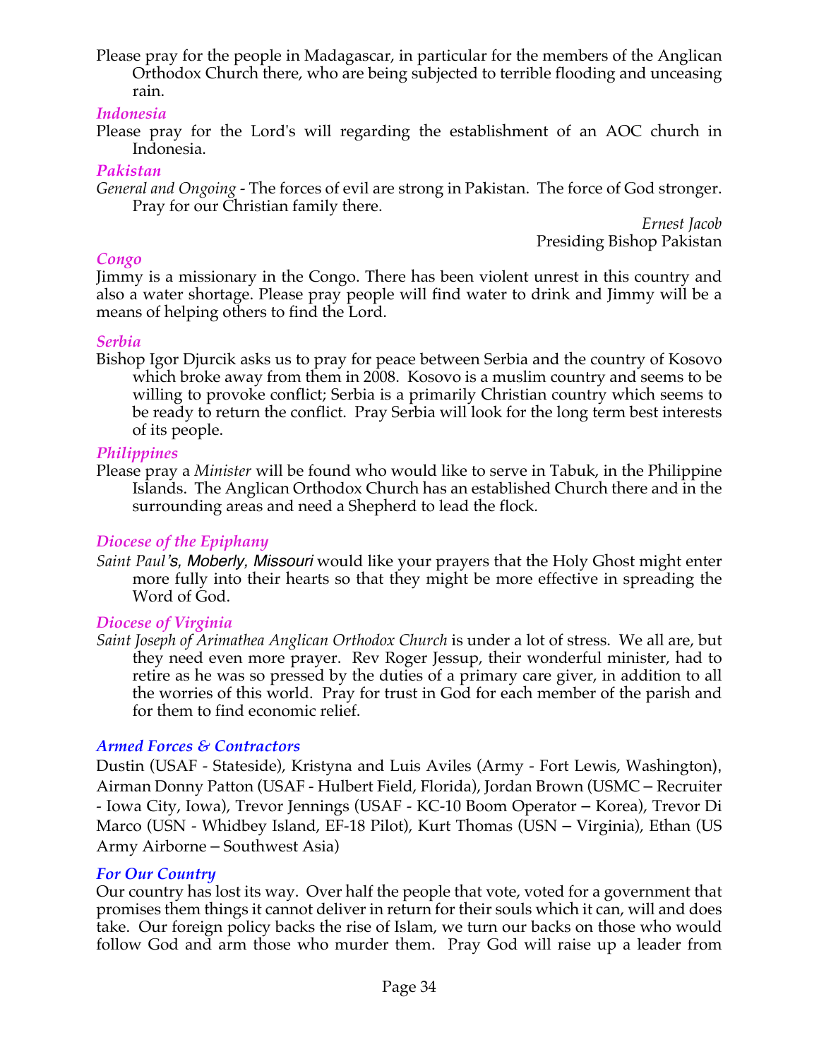Please pray for the people in Madagascar, in particular for the members of the Anglican Orthodox Church there, who are being subjected to terrible flooding and unceasing rain.

### *Indonesia*

Please pray for the Lord's will regarding the establishment of an AOC church in Indonesia.

### *Pakistan*

*General and Ongoing* - The forces of evil are strong in Pakistan. The force of God stronger. Pray for our Christian family there.

*Ernest Jacob*
Presiding Bishop Pakistan

### *Congo*

Jimmy is a missionary in the Congo. There has been violent unrest in this country and also a water shortage. Please pray people will find water to drink and Jimmy will be a means of helping others to find the Lord.

### *Serbia*

Bishop Igor Djurcik asks us to pray for peace between Serbia and the country of Kosovo which broke away from them in 2008. Kosovo is a muslim country and seems to be willing to provoke conflict; Serbia is a primarily Christian country which seems to be ready to return the conflict. Pray Serbia will look for the long term best interests of its people.

### *Philippines*

Please pray a *Minister* will be found who would like to serve in Tabuk, in the Philippine Islands. The Anglican Orthodox Church has an established Church there and in the surrounding areas and need a Shepherd to lead the flock.

### *Diocese of the Epiphany*

*Saint Paul's, Moberly, Missouri* would like your prayers that the Holy Ghost might enter more fully into their hearts so that they might be more effective in spreading the Word of God.

### *Diocese of Virginia*

*Saint Joseph of Arimathea Anglican Orthodox Church* is under a lot of stress. We all are, but they need even more prayer. Rev Roger Jessup, their wonderful minister, had to retire as he was so pressed by the duties of a primary care giver, in addition to all the worries of this world. Pray for trust in God for each member of the parish and for them to find economic relief.

### *Armed Forces & Contractors*

Dustin (USAF - Stateside), Kristyna and Luis Aviles (Army - Fort Lewis, Washington), Airman Donny Patton (USAF - Hulbert Field, Florida), Jordan Brown (USMC – Recruiter - Iowa City, Iowa), Trevor Jennings (USAF - KC-10 Boom Operator – Korea), Trevor Di Marco (USN - Whidbey Island, EF-18 Pilot), Kurt Thomas (USN – Virginia), Ethan (US Army Airborne – Southwest Asia)

### *For Our Country*

Our country has lost its way. Over half the people that vote, voted for a government that promises them things it cannot deliver in return for their souls which it can, will and does take. Our foreign policy backs the rise of Islam, we turn our backs on those who would follow God and arm those who murder them. Pray God will raise up a leader from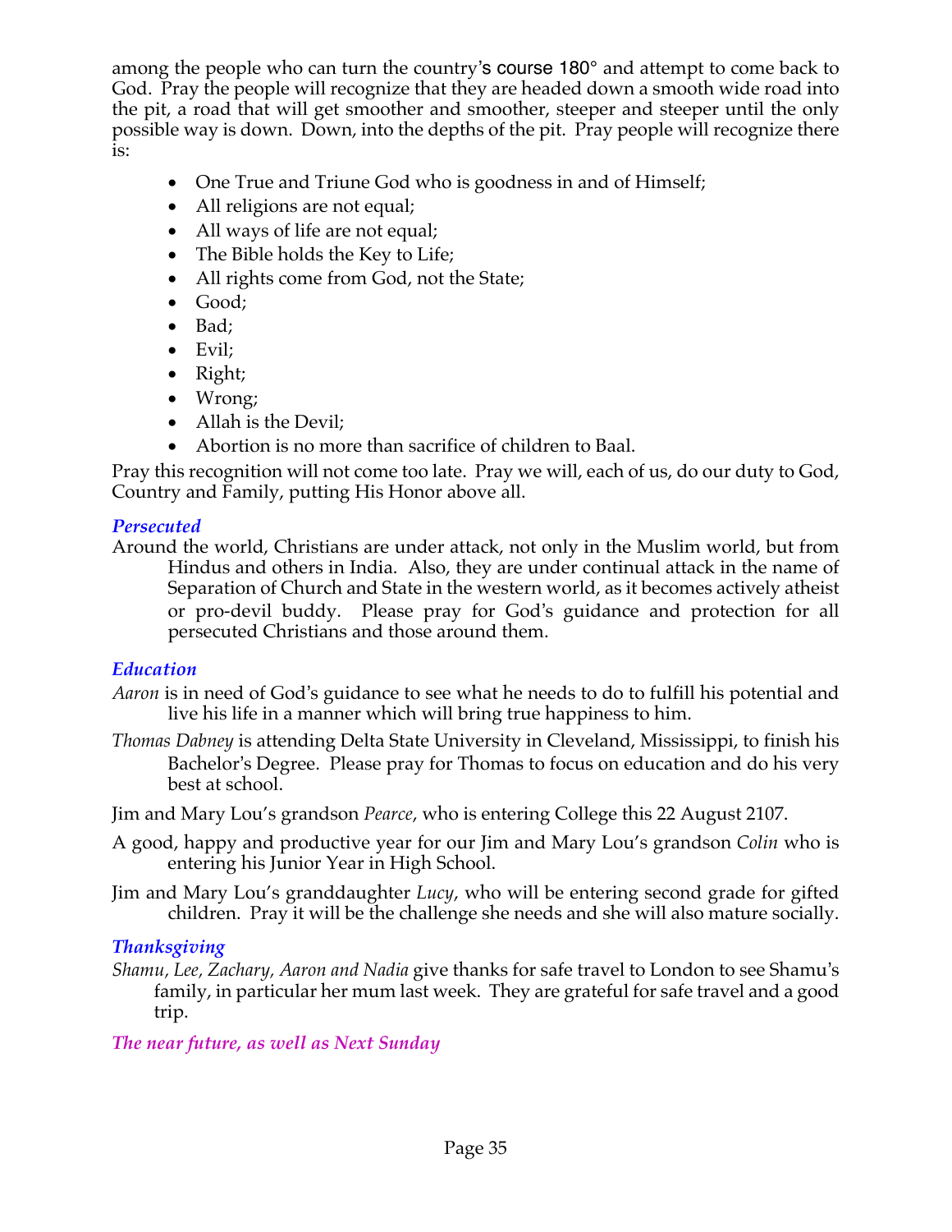among the people who can turn the country's course 180° and attempt to come back to God. Pray the people will recognize that they are headed down a smooth wide road into the pit, a road that will get smoother and smoother, steeper and steeper until the only possible way is down. Down, into the depths of the pit. Pray people will recognize there is:

- One True and Triune God who is goodness in and of Himself;
- All religions are not equal;
- All ways of life are not equal;
- The Bible holds the Key to Life;
- All rights come from God, not the State;
- Good;
- Bad;
- Evil;
- Right;
- Wrong;
- Allah is the Devil;
- Abortion is no more than sacrifice of children to Baal.

Pray this recognition will not come too late. Pray we will, each of us, do our duty to God, Country and Family, putting His Honor above all.

### *Persecuted*

Around the world, Christians are under attack, not only in the Muslim world, but from Hindus and others in India. Also, they are under continual attack in the name of Separation of Church and State in the western world, as it becomes actively atheist or pro-devil buddy. Please pray for God's guidance and protection for all persecuted Christians and those around them.

### *Education*

*Aaron* is in need of God's guidance to see what he needs to do to fulfill his potential and live his life in a manner which will bring true happiness to him.

*Thomas Dabney* is attending Delta State University in Cleveland, Mississippi, to finish his Bachelor's Degree. Please pray for Thomas to focus on education and do his very best at school.

Jim and Mary Lou's grandson *Pearce*, who is entering College this 22 August 2107.

A good, happy and productive year for our Jim and Mary Lou's grandson *Colin* who is entering his Junior Year in High School.

Jim and Mary Lou's granddaughter *Lucy*, who will be entering second grade for gifted children. Pray it will be the challenge she needs and she will also mature socially.

### *Thanksgiving*

*Shamu, Lee, Zachary, Aaron and Nadia* give thanks for safe travel to London to see Shamu's family, in particular her mum last week. They are grateful for safe travel and a good trip.

### *The near future, as well as Next Sunday*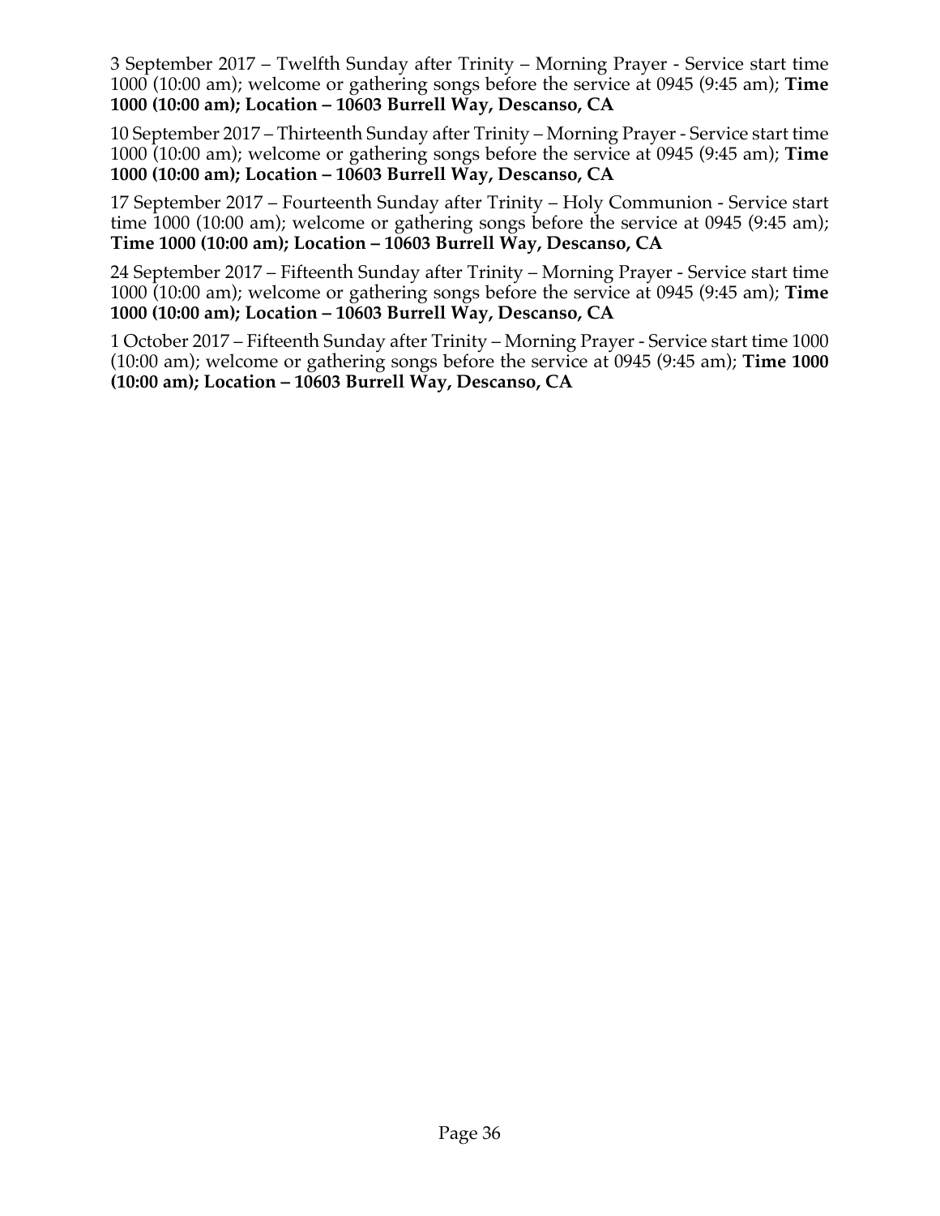3 September 2017 – Twelfth Sunday after Trinity – Morning Prayer - Service start time 1000 (10:00 am); welcome or gathering songs before the service at 0945 (9:45 am); **Time 1000 (10:00 am); Location – 10603 Burrell Way, Descanso, CA**

10 September 2017 – Thirteenth Sunday after Trinity – Morning Prayer - Service start time 1000 (10:00 am); welcome or gathering songs before the service at 0945 (9:45 am); **Time 1000 (10:00 am); Location – 10603 Burrell Way, Descanso, CA**

17 September 2017 – Fourteenth Sunday after Trinity – Holy Communion - Service start time 1000 (10:00 am); welcome or gathering songs before the service at 0945 (9:45 am); **Time 1000 (10:00 am); Location – 10603 Burrell Way, Descanso, CA**

24 September 2017 – Fifteenth Sunday after Trinity – Morning Prayer - Service start time 1000 (10:00 am); welcome or gathering songs before the service at 0945 (9:45 am); **Time 1000 (10:00 am); Location – 10603 Burrell Way, Descanso, CA**

1 October 2017 – Fifteenth Sunday after Trinity – Morning Prayer - Service start time 1000 (10:00 am); welcome or gathering songs before the service at 0945 (9:45 am); **Time 1000 (10:00 am); Location – 10603 Burrell Way, Descanso, CA**